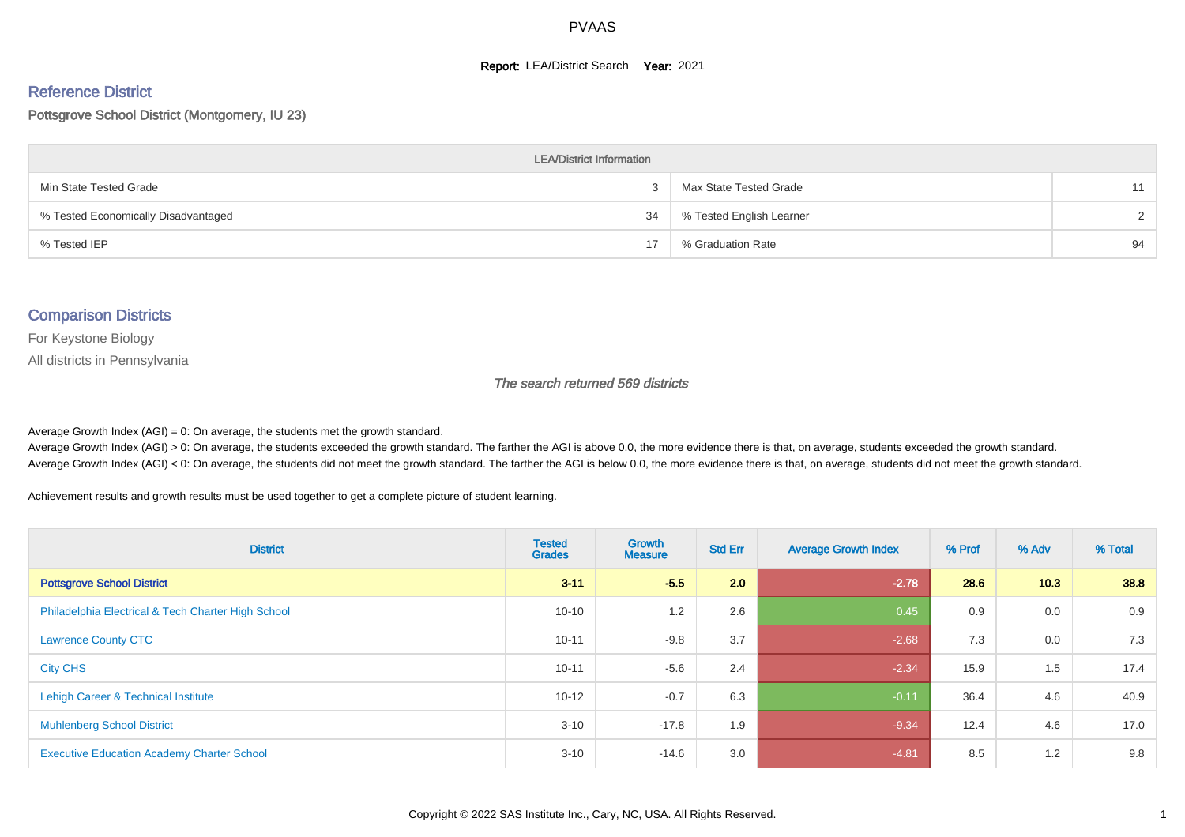# PVAAS

**Report:** LEA/District Search **Year:** 2021

## Reference District

Pottsgrove School District (Montgomery, IU 23)

| LEA/District Information | | | |
|---|---|---|---|
| Min State Tested Grade | 3 | Max State Tested Grade | 11 |
| % Tested Economically Disadvantaged | 34 | % Tested English Learner | 2 |
| % Tested IEP | 17 | % Graduation Rate | 94 |

## Comparison Districts

For Keystone Biology

All districts in Pennsylvania

*The search returned 569 districts*

Average Growth Index (AGI) = 0: On average, the students met the growth standard.
Average Growth Index (AGI) > 0: On average, the students exceeded the growth standard. The farther the AGI is above 0.0, the more evidence there is that, on average, students exceeded the growth standard.
Average Growth Index (AGI) < 0: On average, the students did not meet the growth standard. The farther the AGI is below 0.0, the more evidence there is that, on average, students did not meet the growth standard.

Achievement results and growth results must be used together to get a complete picture of student learning.

| District | Tested Grades | Growth Measure | Std Err | Average Growth Index | % Prof | % Adv | % Total |
|---|---|---|---|---|---|---|---|
| **Pottsgrove School District** | **3-11** | **-5.5** | **2.0** | **-2.78** | **28.6** | **10.3** | **38.8** |
| Philadelphia Electrical & Tech Charter High School | 10-10 | 1.2 | 2.6 | 0.45 | 0.9 | 0.0 | 0.9 |
| Lawrence County CTC | 10-11 | -9.8 | 3.7 | -2.68 | 7.3 | 0.0 | 7.3 |
| City CHS | 10-11 | -5.6 | 2.4 | -2.34 | 15.9 | 1.5 | 17.4 |
| Lehigh Career & Technical Institute | 10-12 | -0.7 | 6.3 | -0.11 | 36.4 | 4.6 | 40.9 |
| Muhlenberg School District | 3-10 | -17.8 | 1.9 | -9.34 | 12.4 | 4.6 | 17.0 |
| Executive Education Academy Charter School | 3-10 | -14.6 | 3.0 | -4.81 | 8.5 | 1.2 | 9.8 |

Copyright © 2022 SAS Institute Inc., Cary, NC, USA. All Rights Reserved.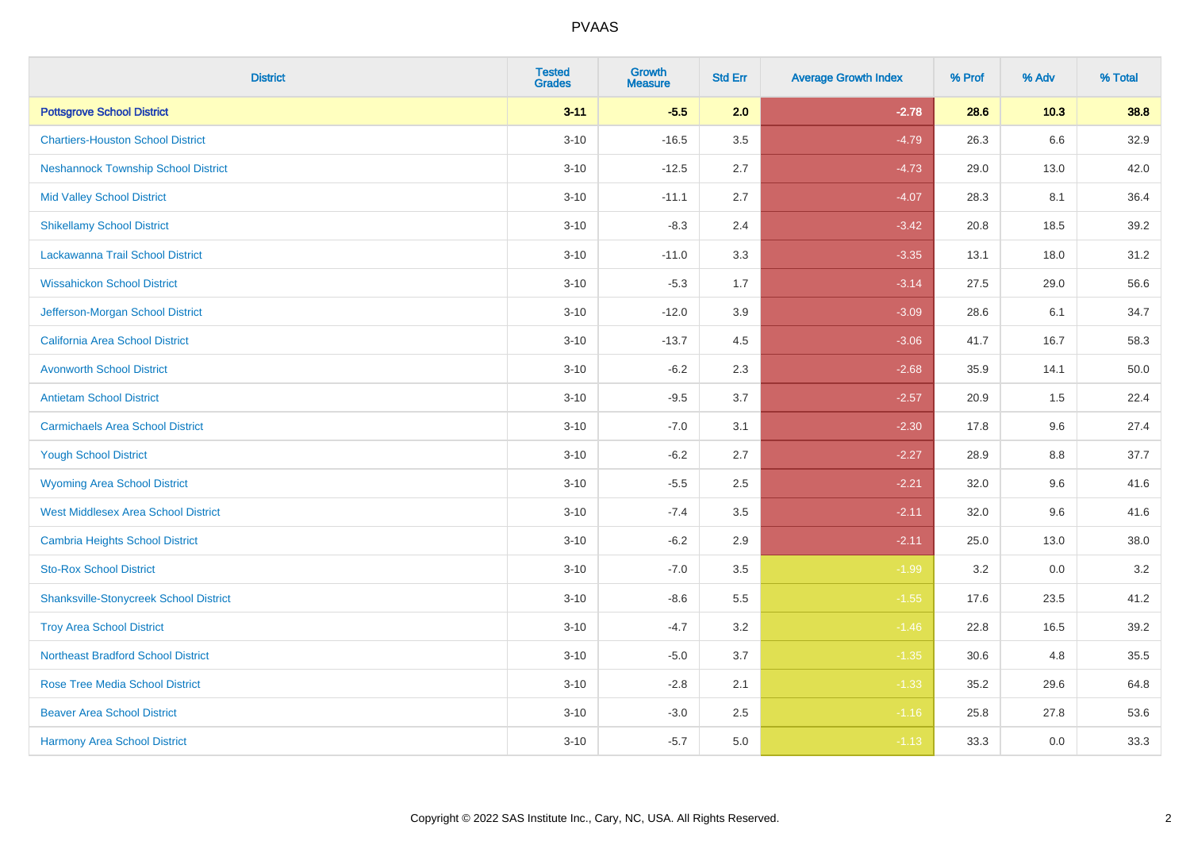PVAAS

| District | Tested Grades | Growth Measure | Std Err | Average Growth Index | % Prof | % Adv | % Total |
|---|---|---|---|---|---|---|---|
| **Pottsgrove School District** | **3-11** | **-5.5** | **2.0** | **-2.78** | **28.6** | **10.3** | **38.8** |
| Chartiers-Houston School District | 3-10 | -16.5 | 3.5 | -4.79 | 26.3 | 6.6 | 32.9 |
| Neshannock Township School District | 3-10 | -12.5 | 2.7 | -4.73 | 29.0 | 13.0 | 42.0 |
| Mid Valley School District | 3-10 | -11.1 | 2.7 | -4.07 | 28.3 | 8.1 | 36.4 |
| Shikellamy School District | 3-10 | -8.3 | 2.4 | -3.42 | 20.8 | 18.5 | 39.2 |
| Lackawanna Trail School District | 3-10 | -11.0 | 3.3 | -3.35 | 13.1 | 18.0 | 31.2 |
| Wissahickon School District | 3-10 | -5.3 | 1.7 | -3.14 | 27.5 | 29.0 | 56.6 |
| Jefferson-Morgan School District | 3-10 | -12.0 | 3.9 | -3.09 | 28.6 | 6.1 | 34.7 |
| California Area School District | 3-10 | -13.7 | 4.5 | -3.06 | 41.7 | 16.7 | 58.3 |
| Avonworth School District | 3-10 | -6.2 | 2.3 | -2.68 | 35.9 | 14.1 | 50.0 |
| Antietam School District | 3-10 | -9.5 | 3.7 | -2.57 | 20.9 | 1.5 | 22.4 |
| Carmichaels Area School District | 3-10 | -7.0 | 3.1 | -2.30 | 17.8 | 9.6 | 27.4 |
| Yough School District | 3-10 | -6.2 | 2.7 | -2.27 | 28.9 | 8.8 | 37.7 |
| Wyoming Area School District | 3-10 | -5.5 | 2.5 | -2.21 | 32.0 | 9.6 | 41.6 |
| West Middlesex Area School District | 3-10 | -7.4 | 3.5 | -2.11 | 32.0 | 9.6 | 41.6 |
| Cambria Heights School District | 3-10 | -6.2 | 2.9 | -2.11 | 25.0 | 13.0 | 38.0 |
| Sto-Rox School District | 3-10 | -7.0 | 3.5 | -1.99 | 3.2 | 0.0 | 3.2 |
| Shanksville-Stonycreek School District | 3-10 | -8.6 | 5.5 | -1.55 | 17.6 | 23.5 | 41.2 |
| Troy Area School District | 3-10 | -4.7 | 3.2 | -1.46 | 22.8 | 16.5 | 39.2 |
| Northeast Bradford School District | 3-10 | -5.0 | 3.7 | -1.35 | 30.6 | 4.8 | 35.5 |
| Rose Tree Media School District | 3-10 | -2.8 | 2.1 | -1.33 | 35.2 | 29.6 | 64.8 |
| Beaver Area School District | 3-10 | -3.0 | 2.5 | -1.16 | 25.8 | 27.8 | 53.6 |
| Harmony Area School District | 3-10 | -5.7 | 5.0 | -1.13 | 33.3 | 0.0 | 33.3 |

Copyright © 2022 SAS Institute Inc., Cary, NC, USA. All Rights Reserved.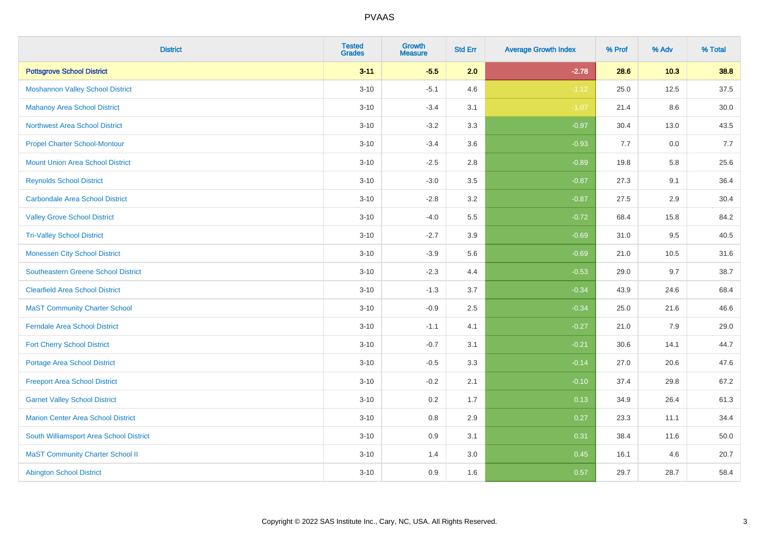# PVAAS

| District | Tested Grades | Growth Measure | Std Err | Average Growth Index | % Prof | % Adv | % Total |
|---|---|---|---|---|---|---|---|
| **Pottsgrove School District** | **3-11** | **-5.5** | **2.0** | **-2.78** | **28.6** | **10.3** | **38.8** |
| Moshannon Valley School District | 3-10 | -5.1 | 4.6 | -1.12 | 25.0 | 12.5 | 37.5 |
| Mahanoy Area School District | 3-10 | -3.4 | 3.1 | -1.07 | 21.4 | 8.6 | 30.0 |
| Northwest Area School District | 3-10 | -3.2 | 3.3 | -0.97 | 30.4 | 13.0 | 43.5 |
| Propel Charter School-Montour | 3-10 | -3.4 | 3.6 | -0.93 | 7.7 | 0.0 | 7.7 |
| Mount Union Area School District | 3-10 | -2.5 | 2.8 | -0.89 | 19.8 | 5.8 | 25.6 |
| Reynolds School District | 3-10 | -3.0 | 3.5 | -0.87 | 27.3 | 9.1 | 36.4 |
| Carbondale Area School District | 3-10 | -2.8 | 3.2 | -0.87 | 27.5 | 2.9 | 30.4 |
| Valley Grove School District | 3-10 | -4.0 | 5.5 | -0.72 | 68.4 | 15.8 | 84.2 |
| Tri-Valley School District | 3-10 | -2.7 | 3.9 | -0.69 | 31.0 | 9.5 | 40.5 |
| Monessen City School District | 3-10 | -3.9 | 5.6 | -0.69 | 21.0 | 10.5 | 31.6 |
| Southeastern Greene School District | 3-10 | -2.3 | 4.4 | -0.53 | 29.0 | 9.7 | 38.7 |
| Clearfield Area School District | 3-10 | -1.3 | 3.7 | -0.34 | 43.9 | 24.6 | 68.4 |
| MaST Community Charter School | 3-10 | -0.9 | 2.5 | -0.34 | 25.0 | 21.6 | 46.6 |
| Ferndale Area School District | 3-10 | -1.1 | 4.1 | -0.27 | 21.0 | 7.9 | 29.0 |
| Fort Cherry School District | 3-10 | -0.7 | 3.1 | -0.21 | 30.6 | 14.1 | 44.7 |
| Portage Area School District | 3-10 | -0.5 | 3.3 | -0.14 | 27.0 | 20.6 | 47.6 |
| Freeport Area School District | 3-10 | -0.2 | 2.1 | -0.10 | 37.4 | 29.8 | 67.2 |
| Garnet Valley School District | 3-10 | 0.2 | 1.7 | 0.13 | 34.9 | 26.4 | 61.3 |
| Marion Center Area School District | 3-10 | 0.8 | 2.9 | 0.27 | 23.3 | 11.1 | 34.4 |
| South Williamsport Area School District | 3-10 | 0.9 | 3.1 | 0.31 | 38.4 | 11.6 | 50.0 |
| MaST Community Charter School II | 3-10 | 1.4 | 3.0 | 0.45 | 16.1 | 4.6 | 20.7 |
| Abington School District | 3-10 | 0.9 | 1.6 | 0.57 | 29.7 | 28.7 | 58.4 |

Copyright © 2022 SAS Institute Inc., Cary, NC, USA. All Rights Reserved.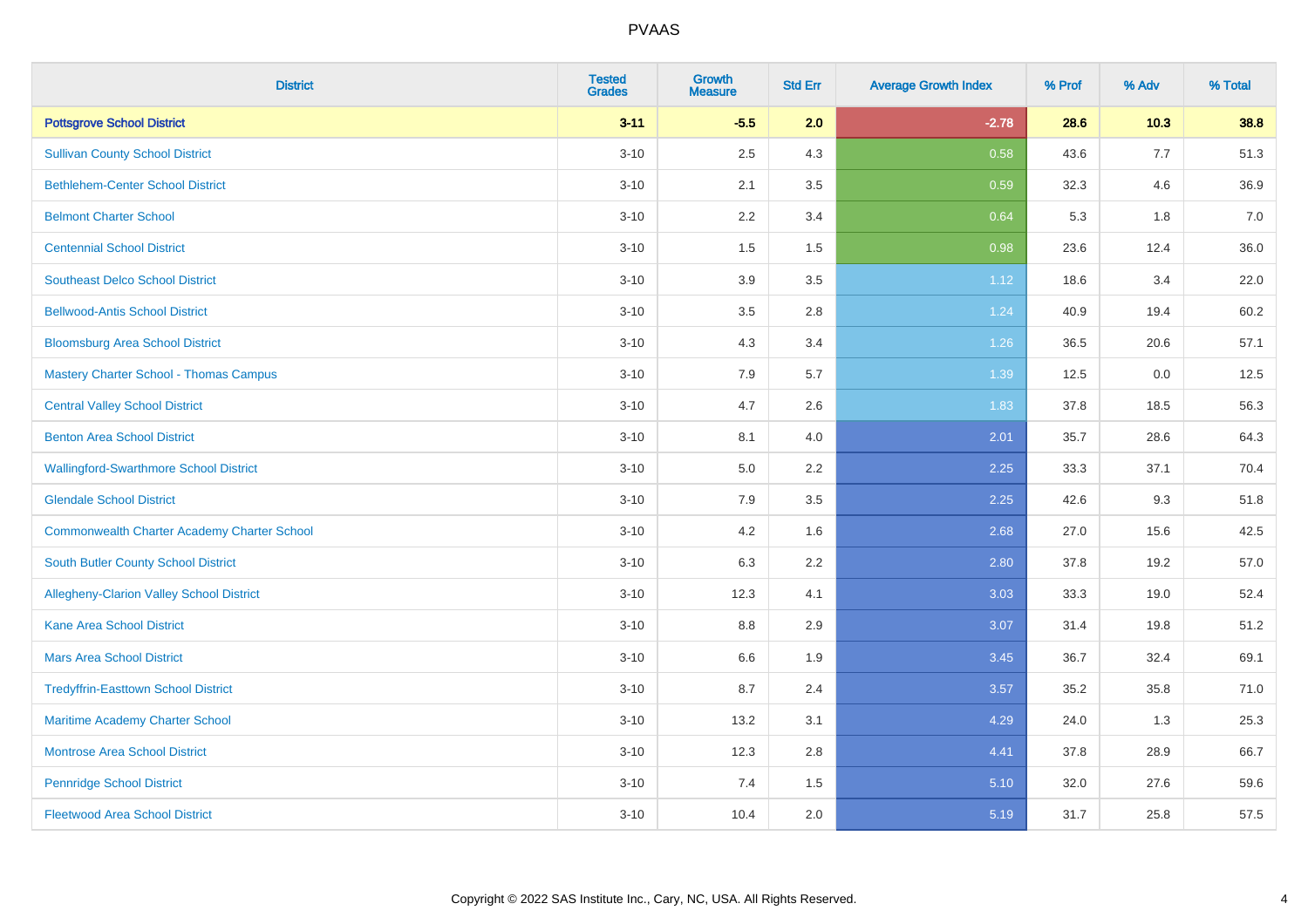| District | Tested Grades | Growth Measure | Std Err | Average Growth Index | % Prof | % Adv | % Total |
|---|---|---|---|---|---|---|---|
| **Pottsgrove School District** | **3-11** | **-5.5** | **2.0** | **-2.78** | **28.6** | **10.3** | **38.8** |
| Sullivan County School District | 3-10 | 2.5 | 4.3 | 0.58 | 43.6 | 7.7 | 51.3 |
| Bethlehem-Center School District | 3-10 | 2.1 | 3.5 | 0.59 | 32.3 | 4.6 | 36.9 |
| Belmont Charter School | 3-10 | 2.2 | 3.4 | 0.64 | 5.3 | 1.8 | 7.0 |
| Centennial School District | 3-10 | 1.5 | 1.5 | 0.98 | 23.6 | 12.4 | 36.0 |
| Southeast Delco School District | 3-10 | 3.9 | 3.5 | 1.12 | 18.6 | 3.4 | 22.0 |
| Bellwood-Antis School District | 3-10 | 3.5 | 2.8 | 1.24 | 40.9 | 19.4 | 60.2 |
| Bloomsburg Area School District | 3-10 | 4.3 | 3.4 | 1.26 | 36.5 | 20.6 | 57.1 |
| Mastery Charter School - Thomas Campus | 3-10 | 7.9 | 5.7 | 1.39 | 12.5 | 0.0 | 12.5 |
| Central Valley School District | 3-10 | 4.7 | 2.6 | 1.83 | 37.8 | 18.5 | 56.3 |
| Benton Area School District | 3-10 | 8.1 | 4.0 | 2.01 | 35.7 | 28.6 | 64.3 |
| Wallingford-Swarthmore School District | 3-10 | 5.0 | 2.2 | 2.25 | 33.3 | 37.1 | 70.4 |
| Glendale School District | 3-10 | 7.9 | 3.5 | 2.25 | 42.6 | 9.3 | 51.8 |
| Commonwealth Charter Academy Charter School | 3-10 | 4.2 | 1.6 | 2.68 | 27.0 | 15.6 | 42.5 |
| South Butler County School District | 3-10 | 6.3 | 2.2 | 2.80 | 37.8 | 19.2 | 57.0 |
| Allegheny-Clarion Valley School District | 3-10 | 12.3 | 4.1 | 3.03 | 33.3 | 19.0 | 52.4 |
| Kane Area School District | 3-10 | 8.8 | 2.9 | 3.07 | 31.4 | 19.8 | 51.2 |
| Mars Area School District | 3-10 | 6.6 | 1.9 | 3.45 | 36.7 | 32.4 | 69.1 |
| Tredyffrin-Easttown School District | 3-10 | 8.7 | 2.4 | 3.57 | 35.2 | 35.8 | 71.0 |
| Maritime Academy Charter School | 3-10 | 13.2 | 3.1 | 4.29 | 24.0 | 1.3 | 25.3 |
| Montrose Area School District | 3-10 | 12.3 | 2.8 | 4.41 | 37.8 | 28.9 | 66.7 |
| Pennridge School District | 3-10 | 7.4 | 1.5 | 5.10 | 32.0 | 27.6 | 59.6 |
| Fleetwood Area School District | 3-10 | 10.4 | 2.0 | 5.19 | 31.7 | 25.8 | 57.5 |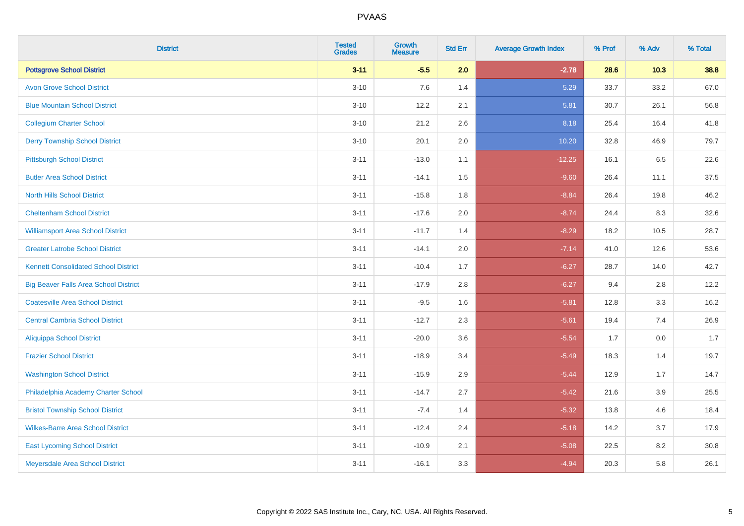PVAAS

| District | Tested Grades | Growth Measure | Std Err | Average Growth Index | % Prof | % Adv | % Total |
|---|---|---|---|---|---|---|---|
| **Pottsgrove School District** | **3-11** | **-5.5** | **2.0** | **-2.78** | **28.6** | **10.3** | **38.8** |
| Avon Grove School District | 3-10 | 7.6 | 1.4 | 5.29 | 33.7 | 33.2 | 67.0 |
| Blue Mountain School District | 3-10 | 12.2 | 2.1 | 5.81 | 30.7 | 26.1 | 56.8 |
| Collegium Charter School | 3-10 | 21.2 | 2.6 | 8.18 | 25.4 | 16.4 | 41.8 |
| Derry Township School District | 3-10 | 20.1 | 2.0 | 10.20 | 32.8 | 46.9 | 79.7 |
| Pittsburgh School District | 3-11 | -13.0 | 1.1 | -12.25 | 16.1 | 6.5 | 22.6 |
| Butler Area School District | 3-11 | -14.1 | 1.5 | -9.60 | 26.4 | 11.1 | 37.5 |
| North Hills School District | 3-11 | -15.8 | 1.8 | -8.84 | 26.4 | 19.8 | 46.2 |
| Cheltenham School District | 3-11 | -17.6 | 2.0 | -8.74 | 24.4 | 8.3 | 32.6 |
| Williamsport Area School District | 3-11 | -11.7 | 1.4 | -8.29 | 18.2 | 10.5 | 28.7 |
| Greater Latrobe School District | 3-11 | -14.1 | 2.0 | -7.14 | 41.0 | 12.6 | 53.6 |
| Kennett Consolidated School District | 3-11 | -10.4 | 1.7 | -6.27 | 28.7 | 14.0 | 42.7 |
| Big Beaver Falls Area School District | 3-11 | -17.9 | 2.8 | -6.27 | 9.4 | 2.8 | 12.2 |
| Coatesville Area School District | 3-11 | -9.5 | 1.6 | -5.81 | 12.8 | 3.3 | 16.2 |
| Central Cambria School District | 3-11 | -12.7 | 2.3 | -5.61 | 19.4 | 7.4 | 26.9 |
| Aliquippa School District | 3-11 | -20.0 | 3.6 | -5.54 | 1.7 | 0.0 | 1.7 |
| Frazier School District | 3-11 | -18.9 | 3.4 | -5.49 | 18.3 | 1.4 | 19.7 |
| Washington School District | 3-11 | -15.9 | 2.9 | -5.44 | 12.9 | 1.7 | 14.7 |
| Philadelphia Academy Charter School | 3-11 | -14.7 | 2.7 | -5.42 | 21.6 | 3.9 | 25.5 |
| Bristol Township School District | 3-11 | -7.4 | 1.4 | -5.32 | 13.8 | 4.6 | 18.4 |
| Wilkes-Barre Area School District | 3-11 | -12.4 | 2.4 | -5.18 | 14.2 | 3.7 | 17.9 |
| East Lycoming School District | 3-11 | -10.9 | 2.1 | -5.08 | 22.5 | 8.2 | 30.8 |
| Meyersdale Area School District | 3-11 | -16.1 | 3.3 | -4.94 | 20.3 | 5.8 | 26.1 |

Copyright © 2022 SAS Institute Inc., Cary, NC, USA. All Rights Reserved.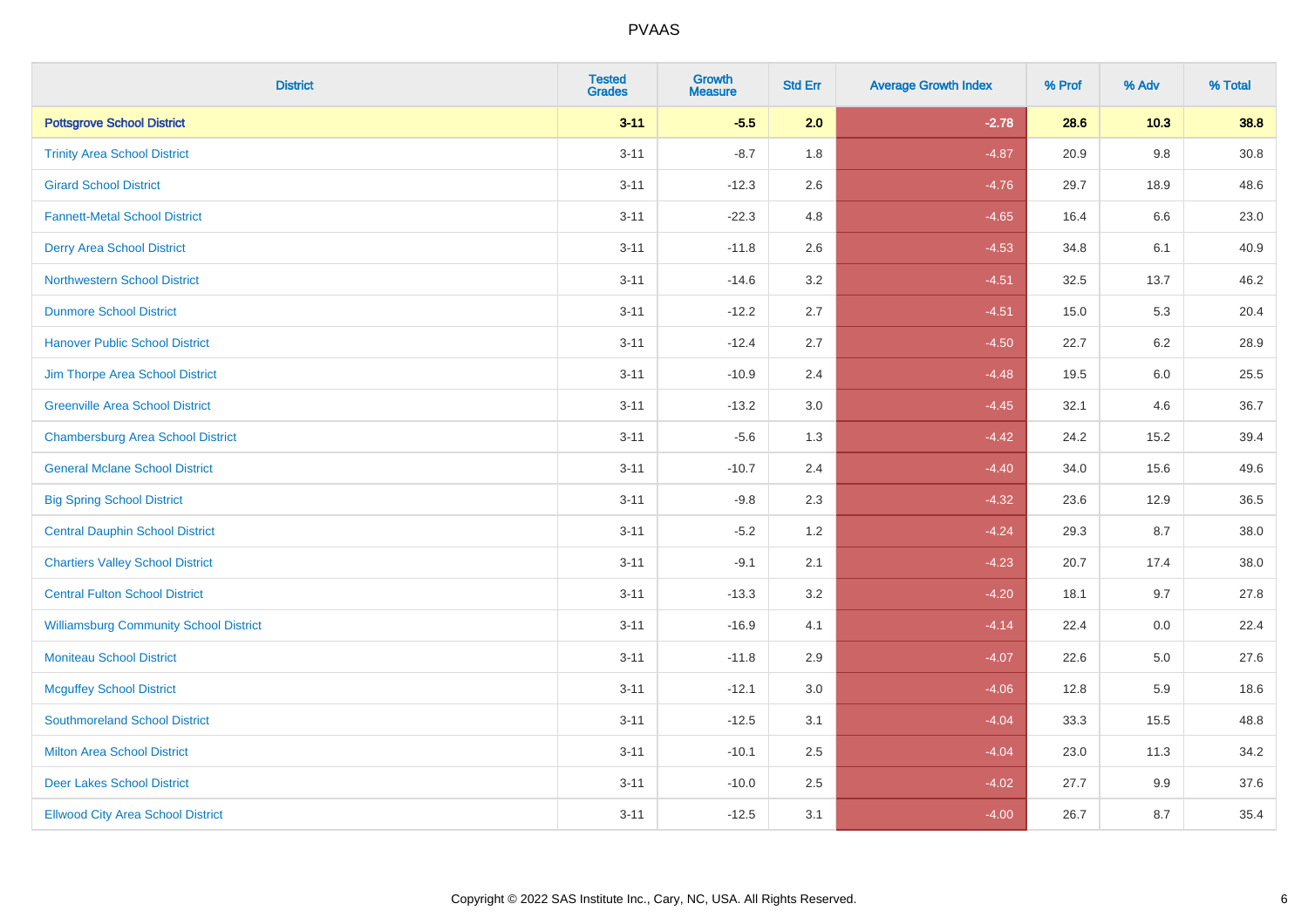| District | Tested Grades | Growth Measure | Std Err | Average Growth Index | % Prof | % Adv | % Total |
|---|---|---|---|---|---|---|---|
| **Pottsgrove School District** | **3-11** | **-5.5** | **2.0** | **-2.78** | **28.6** | **10.3** | **38.8** |
| Trinity Area School District | 3-11 | -8.7 | 1.8 | -4.87 | 20.9 | 9.8 | 30.8 |
| Girard School District | 3-11 | -12.3 | 2.6 | -4.76 | 29.7 | 18.9 | 48.6 |
| Fannett-Metal School District | 3-11 | -22.3 | 4.8 | -4.65 | 16.4 | 6.6 | 23.0 |
| Derry Area School District | 3-11 | -11.8 | 2.6 | -4.53 | 34.8 | 6.1 | 40.9 |
| Northwestern School District | 3-11 | -14.6 | 3.2 | -4.51 | 32.5 | 13.7 | 46.2 |
| Dunmore School District | 3-11 | -12.2 | 2.7 | -4.51 | 15.0 | 5.3 | 20.4 |
| Hanover Public School District | 3-11 | -12.4 | 2.7 | -4.50 | 22.7 | 6.2 | 28.9 |
| Jim Thorpe Area School District | 3-11 | -10.9 | 2.4 | -4.48 | 19.5 | 6.0 | 25.5 |
| Greenville Area School District | 3-11 | -13.2 | 3.0 | -4.45 | 32.1 | 4.6 | 36.7 |
| Chambersburg Area School District | 3-11 | -5.6 | 1.3 | -4.42 | 24.2 | 15.2 | 39.4 |
| General Mclane School District | 3-11 | -10.7 | 2.4 | -4.40 | 34.0 | 15.6 | 49.6 |
| Big Spring School District | 3-11 | -9.8 | 2.3 | -4.32 | 23.6 | 12.9 | 36.5 |
| Central Dauphin School District | 3-11 | -5.2 | 1.2 | -4.24 | 29.3 | 8.7 | 38.0 |
| Chartiers Valley School District | 3-11 | -9.1 | 2.1 | -4.23 | 20.7 | 17.4 | 38.0 |
| Central Fulton School District | 3-11 | -13.3 | 3.2 | -4.20 | 18.1 | 9.7 | 27.8 |
| Williamsburg Community School District | 3-11 | -16.9 | 4.1 | -4.14 | 22.4 | 0.0 | 22.4 |
| Moniteau School District | 3-11 | -11.8 | 2.9 | -4.07 | 22.6 | 5.0 | 27.6 |
| Mcguffey School District | 3-11 | -12.1 | 3.0 | -4.06 | 12.8 | 5.9 | 18.6 |
| Southmoreland School District | 3-11 | -12.5 | 3.1 | -4.04 | 33.3 | 15.5 | 48.8 |
| Milton Area School District | 3-11 | -10.1 | 2.5 | -4.04 | 23.0 | 11.3 | 34.2 |
| Deer Lakes School District | 3-11 | -10.0 | 2.5 | -4.02 | 27.7 | 9.9 | 37.6 |
| Ellwood City Area School District | 3-11 | -12.5 | 3.1 | -4.00 | 26.7 | 8.7 | 35.4 |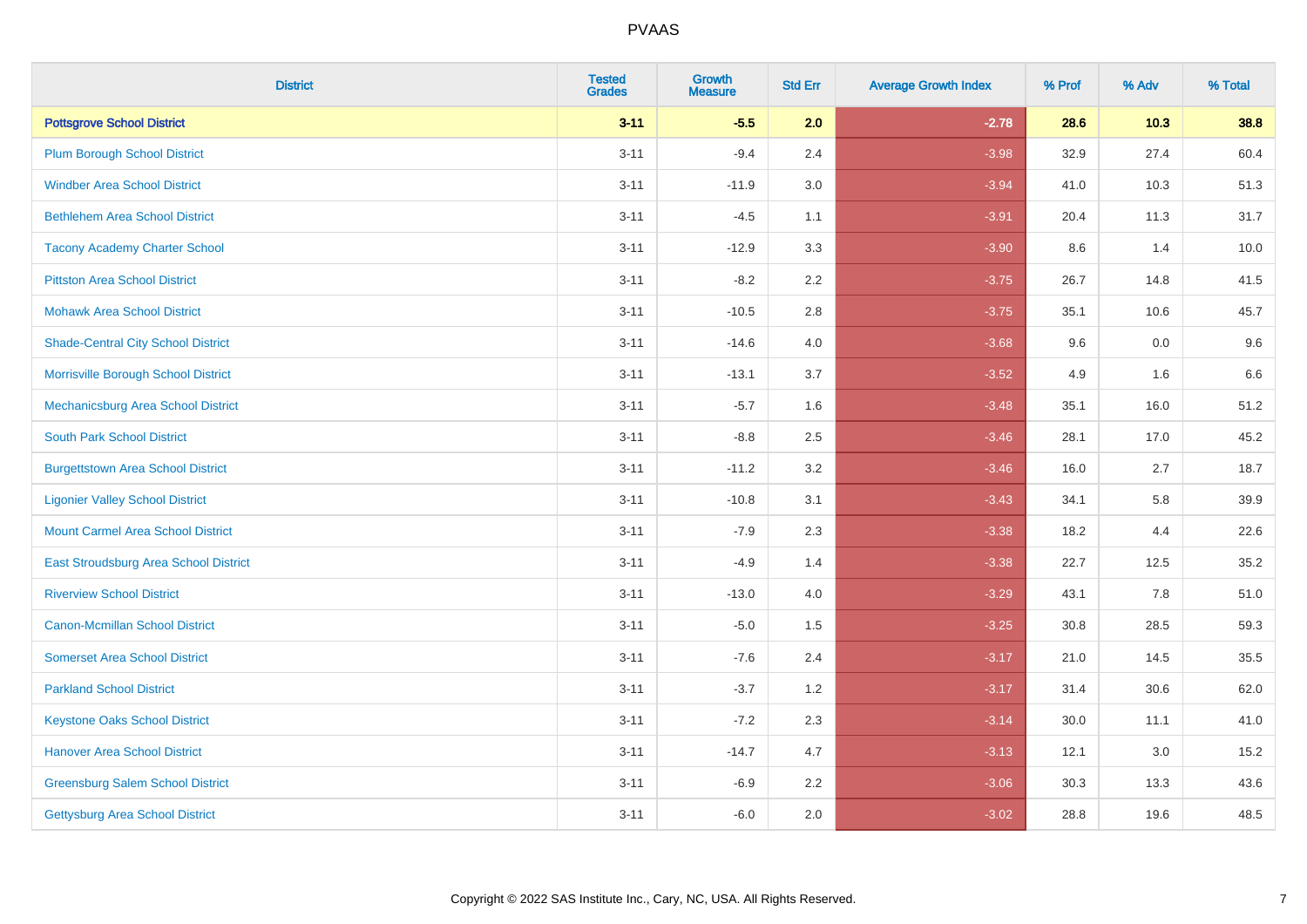# PVAAS

| District | Tested Grades | Growth Measure | Std Err | Average Growth Index | % Prof | % Adv | % Total |
|---|---|---|---|---|---|---|---|
| **Pottsgrove School District** | **3-11** | **-5.5** | **2.0** | **-2.78** | **28.6** | **10.3** | **38.8** |
| Plum Borough School District | 3-11 | -9.4 | 2.4 | -3.98 | 32.9 | 27.4 | 60.4 |
| Windber Area School District | 3-11 | -11.9 | 3.0 | -3.94 | 41.0 | 10.3 | 51.3 |
| Bethlehem Area School District | 3-11 | -4.5 | 1.1 | -3.91 | 20.4 | 11.3 | 31.7 |
| Tacony Academy Charter School | 3-11 | -12.9 | 3.3 | -3.90 | 8.6 | 1.4 | 10.0 |
| Pittston Area School District | 3-11 | -8.2 | 2.2 | -3.75 | 26.7 | 14.8 | 41.5 |
| Mohawk Area School District | 3-11 | -10.5 | 2.8 | -3.75 | 35.1 | 10.6 | 45.7 |
| Shade-Central City School District | 3-11 | -14.6 | 4.0 | -3.68 | 9.6 | 0.0 | 9.6 |
| Morrisville Borough School District | 3-11 | -13.1 | 3.7 | -3.52 | 4.9 | 1.6 | 6.6 |
| Mechanicsburg Area School District | 3-11 | -5.7 | 1.6 | -3.48 | 35.1 | 16.0 | 51.2 |
| South Park School District | 3-11 | -8.8 | 2.5 | -3.46 | 28.1 | 17.0 | 45.2 |
| Burgettstown Area School District | 3-11 | -11.2 | 3.2 | -3.46 | 16.0 | 2.7 | 18.7 |
| Ligonier Valley School District | 3-11 | -10.8 | 3.1 | -3.43 | 34.1 | 5.8 | 39.9 |
| Mount Carmel Area School District | 3-11 | -7.9 | 2.3 | -3.38 | 18.2 | 4.4 | 22.6 |
| East Stroudsburg Area School District | 3-11 | -4.9 | 1.4 | -3.38 | 22.7 | 12.5 | 35.2 |
| Riverview School District | 3-11 | -13.0 | 4.0 | -3.29 | 43.1 | 7.8 | 51.0 |
| Canon-Mcmillan School District | 3-11 | -5.0 | 1.5 | -3.25 | 30.8 | 28.5 | 59.3 |
| Somerset Area School District | 3-11 | -7.6 | 2.4 | -3.17 | 21.0 | 14.5 | 35.5 |
| Parkland School District | 3-11 | -3.7 | 1.2 | -3.17 | 31.4 | 30.6 | 62.0 |
| Keystone Oaks School District | 3-11 | -7.2 | 2.3 | -3.14 | 30.0 | 11.1 | 41.0 |
| Hanover Area School District | 3-11 | -14.7 | 4.7 | -3.13 | 12.1 | 3.0 | 15.2 |
| Greensburg Salem School District | 3-11 | -6.9 | 2.2 | -3.06 | 30.3 | 13.3 | 43.6 |
| Gettysburg Area School District | 3-11 | -6.0 | 2.0 | -3.02 | 28.8 | 19.6 | 48.5 |

Copyright © 2022 SAS Institute Inc., Cary, NC, USA. All Rights Reserved.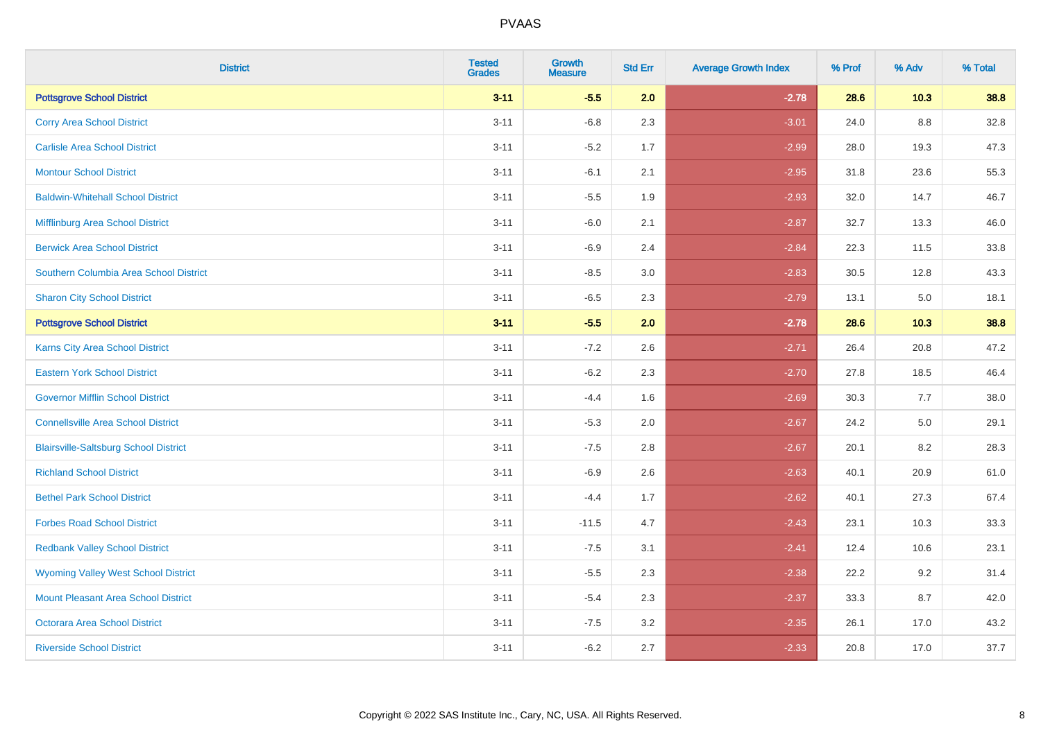# PVAAS

| District | Tested Grades | Growth Measure | Std Err | Average Growth Index | % Prof | % Adv | % Total |
|---|---|---|---|---|---|---|---|
| **Pottsgrove School District** | **3-11** | **-5.5** | **2.0** | **-2.78** | **28.6** | **10.3** | **38.8** |
| Corry Area School District | 3-11 | -6.8 | 2.3 | -3.01 | 24.0 | 8.8 | 32.8 |
| Carlisle Area School District | 3-11 | -5.2 | 1.7 | -2.99 | 28.0 | 19.3 | 47.3 |
| Montour School District | 3-11 | -6.1 | 2.1 | -2.95 | 31.8 | 23.6 | 55.3 |
| Baldwin-Whitehall School District | 3-11 | -5.5 | 1.9 | -2.93 | 32.0 | 14.7 | 46.7 |
| Mifflinburg Area School District | 3-11 | -6.0 | 2.1 | -2.87 | 32.7 | 13.3 | 46.0 |
| Berwick Area School District | 3-11 | -6.9 | 2.4 | -2.84 | 22.3 | 11.5 | 33.8 |
| Southern Columbia Area School District | 3-11 | -8.5 | 3.0 | -2.83 | 30.5 | 12.8 | 43.3 |
| Sharon City School District | 3-11 | -6.5 | 2.3 | -2.79 | 13.1 | 5.0 | 18.1 |
| **Pottsgrove School District** | **3-11** | **-5.5** | **2.0** | **-2.78** | **28.6** | **10.3** | **38.8** |
| Karns City Area School District | 3-11 | -7.2 | 2.6 | -2.71 | 26.4 | 20.8 | 47.2 |
| Eastern York School District | 3-11 | -6.2 | 2.3 | -2.70 | 27.8 | 18.5 | 46.4 |
| Governor Mifflin School District | 3-11 | -4.4 | 1.6 | -2.69 | 30.3 | 7.7 | 38.0 |
| Connellsville Area School District | 3-11 | -5.3 | 2.0 | -2.67 | 24.2 | 5.0 | 29.1 |
| Blairsville-Saltsburg School District | 3-11 | -7.5 | 2.8 | -2.67 | 20.1 | 8.2 | 28.3 |
| Richland School District | 3-11 | -6.9 | 2.6 | -2.63 | 40.1 | 20.9 | 61.0 |
| Bethel Park School District | 3-11 | -4.4 | 1.7 | -2.62 | 40.1 | 27.3 | 67.4 |
| Forbes Road School District | 3-11 | -11.5 | 4.7 | -2.43 | 23.1 | 10.3 | 33.3 |
| Redbank Valley School District | 3-11 | -7.5 | 3.1 | -2.41 | 12.4 | 10.6 | 23.1 |
| Wyoming Valley West School District | 3-11 | -5.5 | 2.3 | -2.38 | 22.2 | 9.2 | 31.4 |
| Mount Pleasant Area School District | 3-11 | -5.4 | 2.3 | -2.37 | 33.3 | 8.7 | 42.0 |
| Octorara Area School District | 3-11 | -7.5 | 3.2 | -2.35 | 26.1 | 17.0 | 43.2 |
| Riverside School District | 3-11 | -6.2 | 2.7 | -2.33 | 20.8 | 17.0 | 37.7 |

Copyright © 2022 SAS Institute Inc., Cary, NC, USA. All Rights Reserved.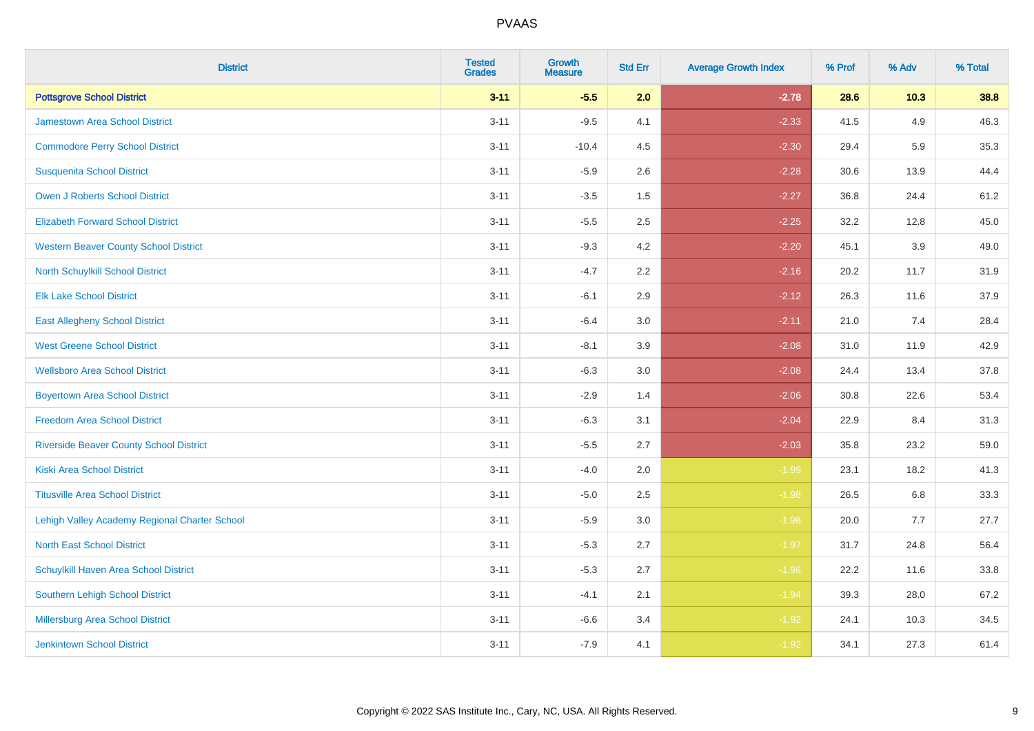# PVAAS

| District | Tested Grades | Growth Measure | Std Err | Average Growth Index | % Prof | % Adv | % Total |
|---|---|---|---|---|---|---|---|
| **Pottsgrove School District** | **3-11** | **-5.5** | **2.0** | **-2.78** | **28.6** | **10.3** | **38.8** |
| Jamestown Area School District | 3-11 | -9.5 | 4.1 | -2.33 | 41.5 | 4.9 | 46.3 |
| Commodore Perry School District | 3-11 | -10.4 | 4.5 | -2.30 | 29.4 | 5.9 | 35.3 |
| Susquenita School District | 3-11 | -5.9 | 2.6 | -2.28 | 30.6 | 13.9 | 44.4 |
| Owen J Roberts School District | 3-11 | -3.5 | 1.5 | -2.27 | 36.8 | 24.4 | 61.2 |
| Elizabeth Forward School District | 3-11 | -5.5 | 2.5 | -2.25 | 32.2 | 12.8 | 45.0 |
| Western Beaver County School District | 3-11 | -9.3 | 4.2 | -2.20 | 45.1 | 3.9 | 49.0 |
| North Schuylkill School District | 3-11 | -4.7 | 2.2 | -2.16 | 20.2 | 11.7 | 31.9 |
| Elk Lake School District | 3-11 | -6.1 | 2.9 | -2.12 | 26.3 | 11.6 | 37.9 |
| East Allegheny School District | 3-11 | -6.4 | 3.0 | -2.11 | 21.0 | 7.4 | 28.4 |
| West Greene School District | 3-11 | -8.1 | 3.9 | -2.08 | 31.0 | 11.9 | 42.9 |
| Wellsboro Area School District | 3-11 | -6.3 | 3.0 | -2.08 | 24.4 | 13.4 | 37.8 |
| Boyertown Area School District | 3-11 | -2.9 | 1.4 | -2.06 | 30.8 | 22.6 | 53.4 |
| Freedom Area School District | 3-11 | -6.3 | 3.1 | -2.04 | 22.9 | 8.4 | 31.3 |
| Riverside Beaver County School District | 3-11 | -5.5 | 2.7 | -2.03 | 35.8 | 23.2 | 59.0 |
| Kiski Area School District | 3-11 | -4.0 | 2.0 | -1.99 | 23.1 | 18.2 | 41.3 |
| Titusville Area School District | 3-11 | -5.0 | 2.5 | -1.98 | 26.5 | 6.8 | 33.3 |
| Lehigh Valley Academy Regional Charter School | 3-11 | -5.9 | 3.0 | -1.98 | 20.0 | 7.7 | 27.7 |
| North East School District | 3-11 | -5.3 | 2.7 | -1.97 | 31.7 | 24.8 | 56.4 |
| Schuylkill Haven Area School District | 3-11 | -5.3 | 2.7 | -1.96 | 22.2 | 11.6 | 33.8 |
| Southern Lehigh School District | 3-11 | -4.1 | 2.1 | -1.94 | 39.3 | 28.0 | 67.2 |
| Millersburg Area School District | 3-11 | -6.6 | 3.4 | -1.92 | 24.1 | 10.3 | 34.5 |
| Jenkintown School District | 3-11 | -7.9 | 4.1 | -1.92 | 34.1 | 27.3 | 61.4 |

Copyright © 2022 SAS Institute Inc., Cary, NC, USA. All Rights Reserved.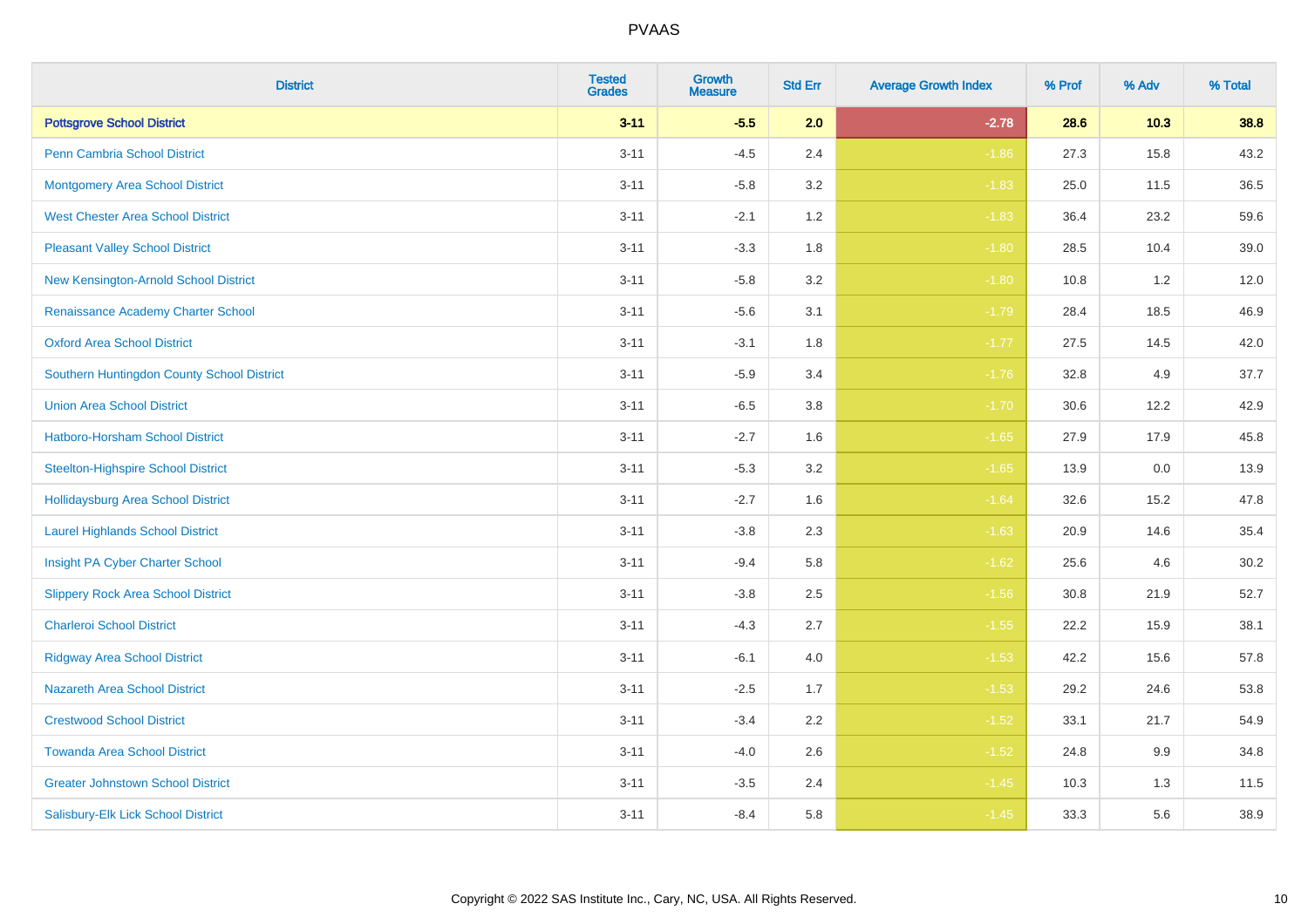# PVAAS

| District | Tested Grades | Growth Measure | Std Err | Average Growth Index | % Prof | % Adv | % Total |
|---|---|---|---|---|---|---|---|
| **Pottsgrove School District** | **3-11** | **-5.5** | **2.0** | **-2.78** | **28.6** | **10.3** | **38.8** |
| Penn Cambria School District | 3-11 | -4.5 | 2.4 | -1.86 | 27.3 | 15.8 | 43.2 |
| Montgomery Area School District | 3-11 | -5.8 | 3.2 | -1.83 | 25.0 | 11.5 | 36.5 |
| West Chester Area School District | 3-11 | -2.1 | 1.2 | -1.83 | 36.4 | 23.2 | 59.6 |
| Pleasant Valley School District | 3-11 | -3.3 | 1.8 | -1.80 | 28.5 | 10.4 | 39.0 |
| New Kensington-Arnold School District | 3-11 | -5.8 | 3.2 | -1.80 | 10.8 | 1.2 | 12.0 |
| Renaissance Academy Charter School | 3-11 | -5.6 | 3.1 | -1.79 | 28.4 | 18.5 | 46.9 |
| Oxford Area School District | 3-11 | -3.1 | 1.8 | -1.77 | 27.5 | 14.5 | 42.0 |
| Southern Huntingdon County School District | 3-11 | -5.9 | 3.4 | -1.76 | 32.8 | 4.9 | 37.7 |
| Union Area School District | 3-11 | -6.5 | 3.8 | -1.70 | 30.6 | 12.2 | 42.9 |
| Hatboro-Horsham School District | 3-11 | -2.7 | 1.6 | -1.65 | 27.9 | 17.9 | 45.8 |
| Steelton-Highspire School District | 3-11 | -5.3 | 3.2 | -1.65 | 13.9 | 0.0 | 13.9 |
| Hollidaysburg Area School District | 3-11 | -2.7 | 1.6 | -1.64 | 32.6 | 15.2 | 47.8 |
| Laurel Highlands School District | 3-11 | -3.8 | 2.3 | -1.63 | 20.9 | 14.6 | 35.4 |
| Insight PA Cyber Charter School | 3-11 | -9.4 | 5.8 | -1.62 | 25.6 | 4.6 | 30.2 |
| Slippery Rock Area School District | 3-11 | -3.8 | 2.5 | -1.56 | 30.8 | 21.9 | 52.7 |
| Charleroi School District | 3-11 | -4.3 | 2.7 | -1.55 | 22.2 | 15.9 | 38.1 |
| Ridgway Area School District | 3-11 | -6.1 | 4.0 | -1.53 | 42.2 | 15.6 | 57.8 |
| Nazareth Area School District | 3-11 | -2.5 | 1.7 | -1.53 | 29.2 | 24.6 | 53.8 |
| Crestwood School District | 3-11 | -3.4 | 2.2 | -1.52 | 33.1 | 21.7 | 54.9 |
| Towanda Area School District | 3-11 | -4.0 | 2.6 | -1.52 | 24.8 | 9.9 | 34.8 |
| Greater Johnstown School District | 3-11 | -3.5 | 2.4 | -1.45 | 10.3 | 1.3 | 11.5 |
| Salisbury-Elk Lick School District | 3-11 | -8.4 | 5.8 | -1.45 | 33.3 | 5.6 | 38.9 |

Copyright © 2022 SAS Institute Inc., Cary, NC, USA. All Rights Reserved.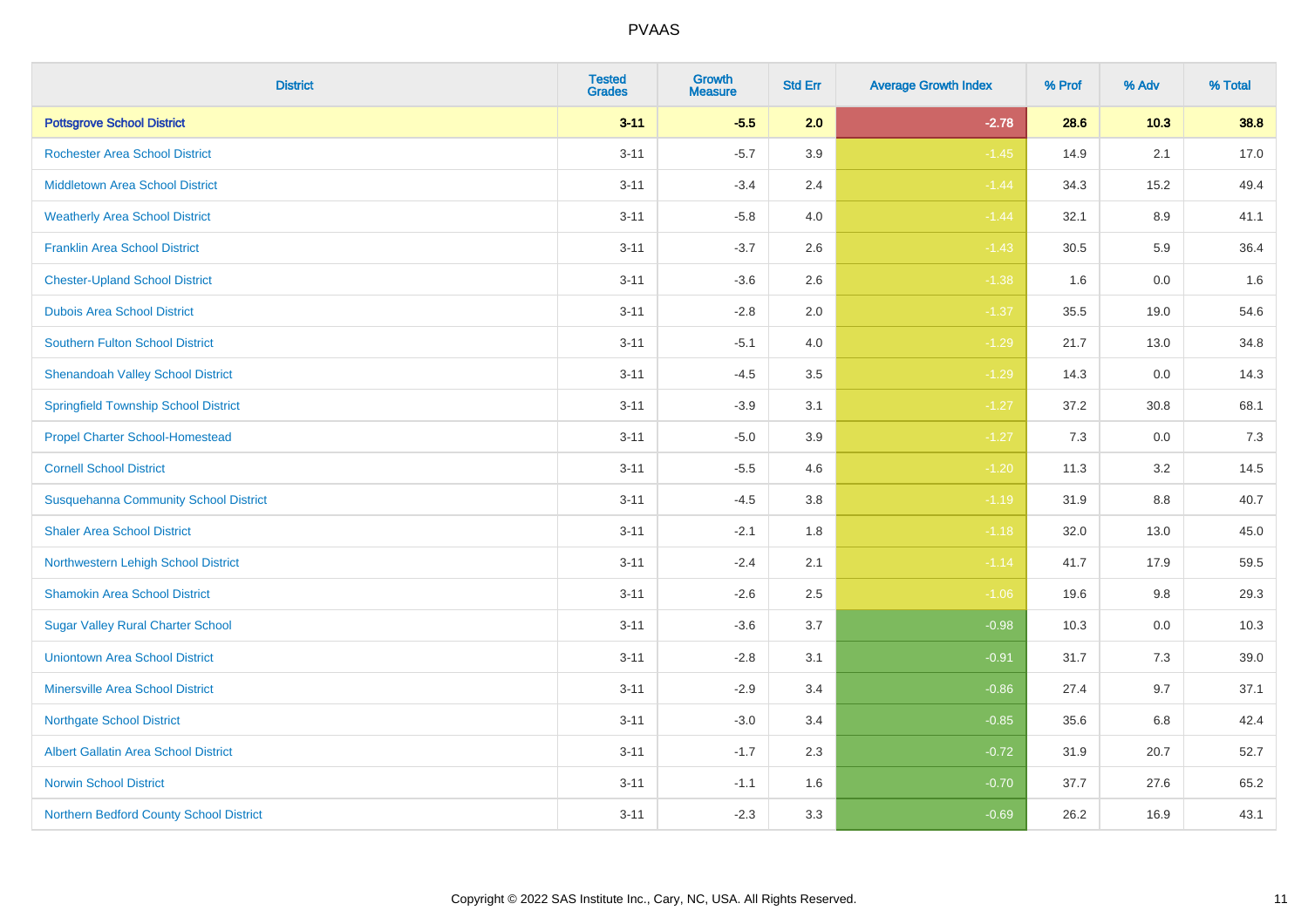# PVAAS

| District | Tested Grades | Growth Measure | Std Err | Average Growth Index | % Prof | % Adv | % Total |
|---|---|---|---|---|---|---|---|
| **Pottsgrove School District** | **3-11** | **-5.5** | **2.0** | **-2.78** | **28.6** | **10.3** | **38.8** |
| Rochester Area School District | 3-11 | -5.7 | 3.9 | -1.45 | 14.9 | 2.1 | 17.0 |
| Middletown Area School District | 3-11 | -3.4 | 2.4 | -1.44 | 34.3 | 15.2 | 49.4 |
| Weatherly Area School District | 3-11 | -5.8 | 4.0 | -1.44 | 32.1 | 8.9 | 41.1 |
| Franklin Area School District | 3-11 | -3.7 | 2.6 | -1.43 | 30.5 | 5.9 | 36.4 |
| Chester-Upland School District | 3-11 | -3.6 | 2.6 | -1.38 | 1.6 | 0.0 | 1.6 |
| Dubois Area School District | 3-11 | -2.8 | 2.0 | -1.37 | 35.5 | 19.0 | 54.6 |
| Southern Fulton School District | 3-11 | -5.1 | 4.0 | -1.29 | 21.7 | 13.0 | 34.8 |
| Shenandoah Valley School District | 3-11 | -4.5 | 3.5 | -1.29 | 14.3 | 0.0 | 14.3 |
| Springfield Township School District | 3-11 | -3.9 | 3.1 | -1.27 | 37.2 | 30.8 | 68.1 |
| Propel Charter School-Homestead | 3-11 | -5.0 | 3.9 | -1.27 | 7.3 | 0.0 | 7.3 |
| Cornell School District | 3-11 | -5.5 | 4.6 | -1.20 | 11.3 | 3.2 | 14.5 |
| Susquehanna Community School District | 3-11 | -4.5 | 3.8 | -1.19 | 31.9 | 8.8 | 40.7 |
| Shaler Area School District | 3-11 | -2.1 | 1.8 | -1.18 | 32.0 | 13.0 | 45.0 |
| Northwestern Lehigh School District | 3-11 | -2.4 | 2.1 | -1.14 | 41.7 | 17.9 | 59.5 |
| Shamokin Area School District | 3-11 | -2.6 | 2.5 | -1.06 | 19.6 | 9.8 | 29.3 |
| Sugar Valley Rural Charter School | 3-11 | -3.6 | 3.7 | -0.98 | 10.3 | 0.0 | 10.3 |
| Uniontown Area School District | 3-11 | -2.8 | 3.1 | -0.91 | 31.7 | 7.3 | 39.0 |
| Minersville Area School District | 3-11 | -2.9 | 3.4 | -0.86 | 27.4 | 9.7 | 37.1 |
| Northgate School District | 3-11 | -3.0 | 3.4 | -0.85 | 35.6 | 6.8 | 42.4 |
| Albert Gallatin Area School District | 3-11 | -1.7 | 2.3 | -0.72 | 31.9 | 20.7 | 52.7 |
| Norwin School District | 3-11 | -1.1 | 1.6 | -0.70 | 37.7 | 27.6 | 65.2 |
| Northern Bedford County School District | 3-11 | -2.3 | 3.3 | -0.69 | 26.2 | 16.9 | 43.1 |

Copyright © 2022 SAS Institute Inc., Cary, NC, USA. All Rights Reserved.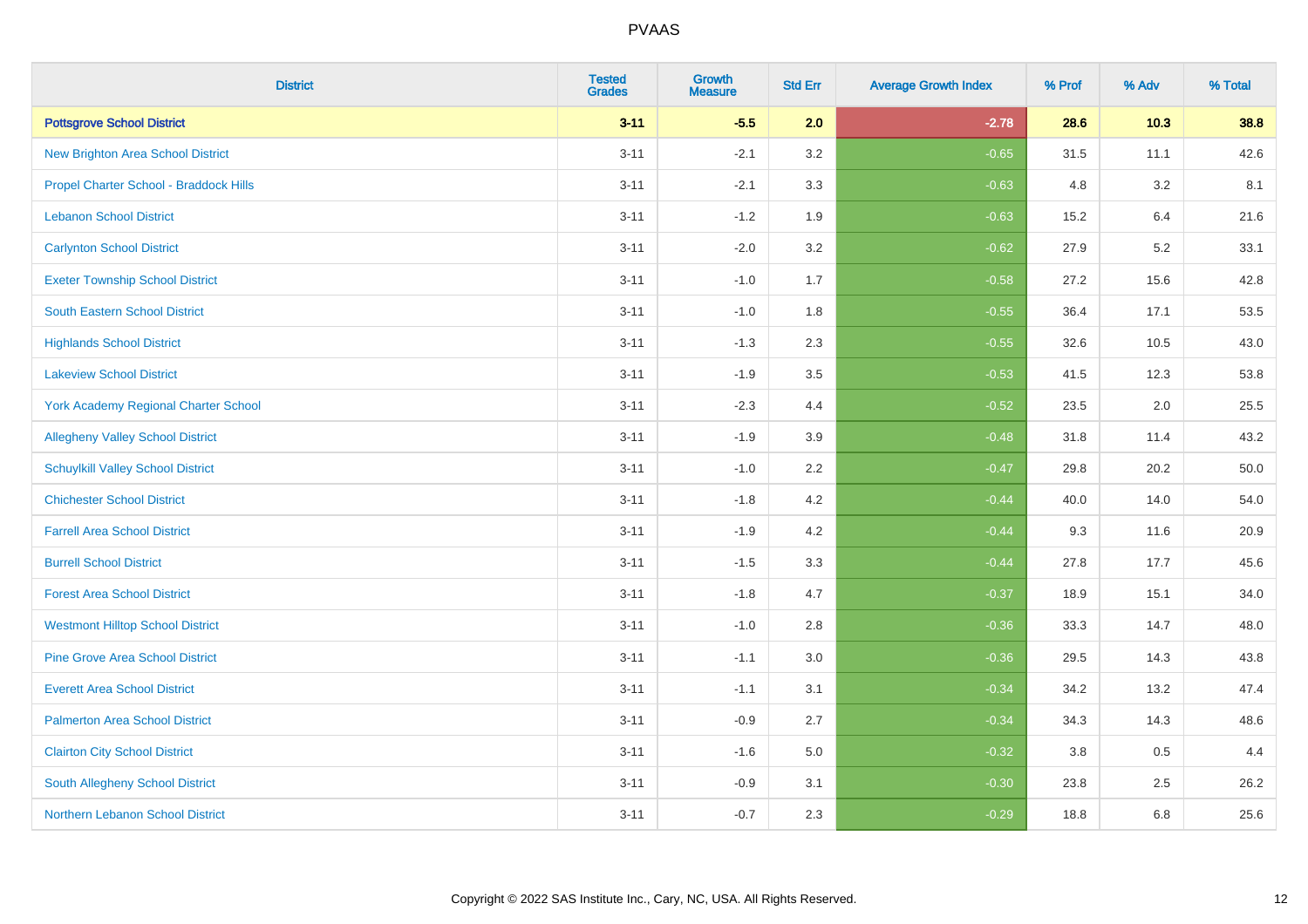| District | Tested Grades | Growth Measure | Std Err | Average Growth Index | % Prof | % Adv | % Total |
|---|---|---|---|---|---|---|---|
| **Pottsgrove School District** | **3-11** | **-5.5** | **2.0** | **-2.78** | **28.6** | **10.3** | **38.8** |
| New Brighton Area School District | 3-11 | -2.1 | 3.2 | -0.65 | 31.5 | 11.1 | 42.6 |
| Propel Charter School - Braddock Hills | 3-11 | -2.1 | 3.3 | -0.63 | 4.8 | 3.2 | 8.1 |
| Lebanon School District | 3-11 | -1.2 | 1.9 | -0.63 | 15.2 | 6.4 | 21.6 |
| Carlynton School District | 3-11 | -2.0 | 3.2 | -0.62 | 27.9 | 5.2 | 33.1 |
| Exeter Township School District | 3-11 | -1.0 | 1.7 | -0.58 | 27.2 | 15.6 | 42.8 |
| South Eastern School District | 3-11 | -1.0 | 1.8 | -0.55 | 36.4 | 17.1 | 53.5 |
| Highlands School District | 3-11 | -1.3 | 2.3 | -0.55 | 32.6 | 10.5 | 43.0 |
| Lakeview School District | 3-11 | -1.9 | 3.5 | -0.53 | 41.5 | 12.3 | 53.8 |
| York Academy Regional Charter School | 3-11 | -2.3 | 4.4 | -0.52 | 23.5 | 2.0 | 25.5 |
| Allegheny Valley School District | 3-11 | -1.9 | 3.9 | -0.48 | 31.8 | 11.4 | 43.2 |
| Schuylkill Valley School District | 3-11 | -1.0 | 2.2 | -0.47 | 29.8 | 20.2 | 50.0 |
| Chichester School District | 3-11 | -1.8 | 4.2 | -0.44 | 40.0 | 14.0 | 54.0 |
| Farrell Area School District | 3-11 | -1.9 | 4.2 | -0.44 | 9.3 | 11.6 | 20.9 |
| Burrell School District | 3-11 | -1.5 | 3.3 | -0.44 | 27.8 | 17.7 | 45.6 |
| Forest Area School District | 3-11 | -1.8 | 4.7 | -0.37 | 18.9 | 15.1 | 34.0 |
| Westmont Hilltop School District | 3-11 | -1.0 | 2.8 | -0.36 | 33.3 | 14.7 | 48.0 |
| Pine Grove Area School District | 3-11 | -1.1 | 3.0 | -0.36 | 29.5 | 14.3 | 43.8 |
| Everett Area School District | 3-11 | -1.1 | 3.1 | -0.34 | 34.2 | 13.2 | 47.4 |
| Palmerton Area School District | 3-11 | -0.9 | 2.7 | -0.34 | 34.3 | 14.3 | 48.6 |
| Clairton City School District | 3-11 | -1.6 | 5.0 | -0.32 | 3.8 | 0.5 | 4.4 |
| South Allegheny School District | 3-11 | -0.9 | 3.1 | -0.30 | 23.8 | 2.5 | 26.2 |
| Northern Lebanon School District | 3-11 | -0.7 | 2.3 | -0.29 | 18.8 | 6.8 | 25.6 |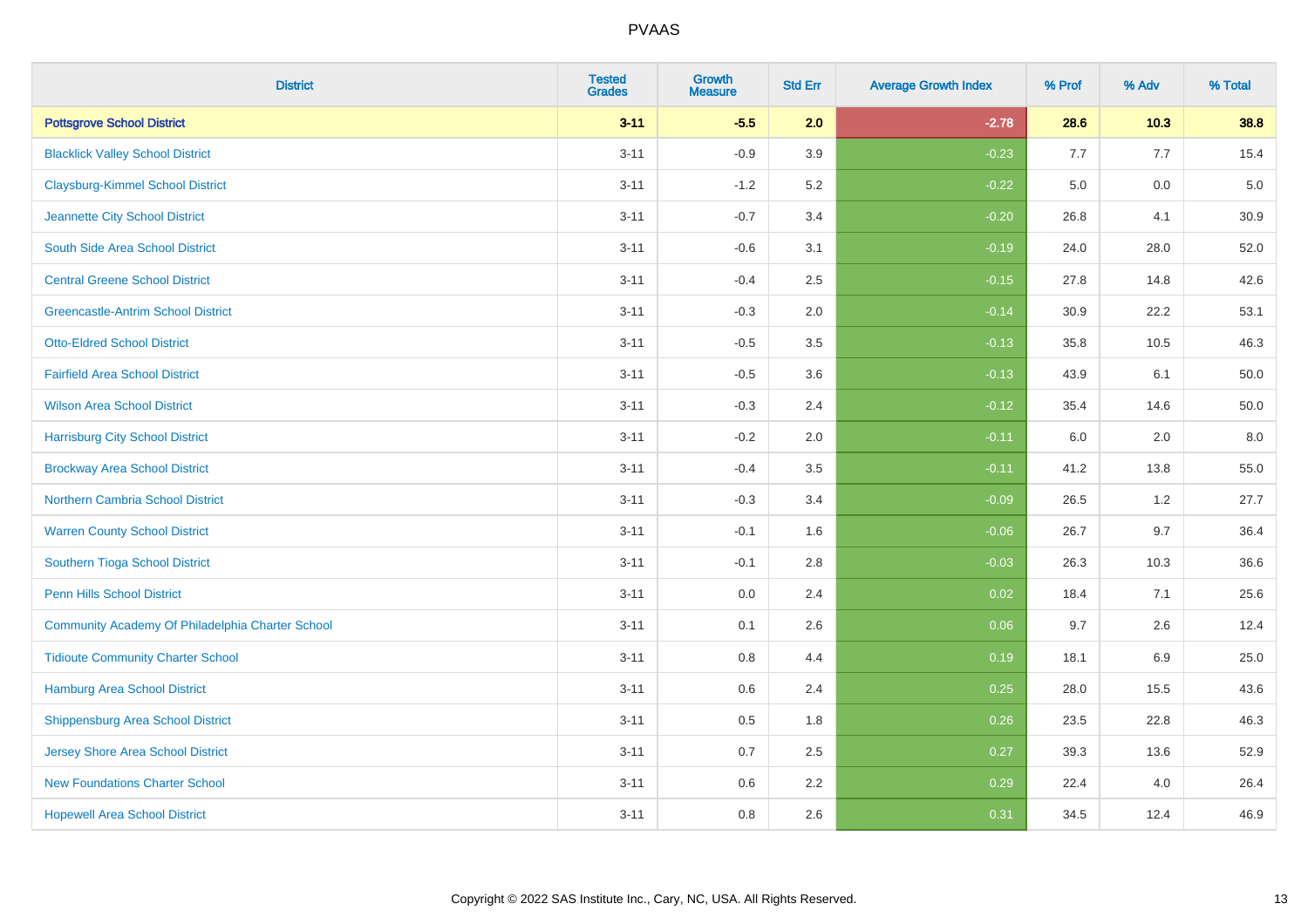| District | Tested Grades | Growth Measure | Std Err | Average Growth Index | % Prof | % Adv | % Total |
|---|---|---|---|---|---|---|---|
| **Pottsgrove School District** | **3-11** | **-5.5** | **2.0** | **-2.78** | **28.6** | **10.3** | **38.8** |
| Blacklick Valley School District | 3-11 | -0.9 | 3.9 | -0.23 | 7.7 | 7.7 | 15.4 |
| Claysburg-Kimmel School District | 3-11 | -1.2 | 5.2 | -0.22 | 5.0 | 0.0 | 5.0 |
| Jeannette City School District | 3-11 | -0.7 | 3.4 | -0.20 | 26.8 | 4.1 | 30.9 |
| South Side Area School District | 3-11 | -0.6 | 3.1 | -0.19 | 24.0 | 28.0 | 52.0 |
| Central Greene School District | 3-11 | -0.4 | 2.5 | -0.15 | 27.8 | 14.8 | 42.6 |
| Greencastle-Antrim School District | 3-11 | -0.3 | 2.0 | -0.14 | 30.9 | 22.2 | 53.1 |
| Otto-Eldred School District | 3-11 | -0.5 | 3.5 | -0.13 | 35.8 | 10.5 | 46.3 |
| Fairfield Area School District | 3-11 | -0.5 | 3.6 | -0.13 | 43.9 | 6.1 | 50.0 |
| Wilson Area School District | 3-11 | -0.3 | 2.4 | -0.12 | 35.4 | 14.6 | 50.0 |
| Harrisburg City School District | 3-11 | -0.2 | 2.0 | -0.11 | 6.0 | 2.0 | 8.0 |
| Brockway Area School District | 3-11 | -0.4 | 3.5 | -0.11 | 41.2 | 13.8 | 55.0 |
| Northern Cambria School District | 3-11 | -0.3 | 3.4 | -0.09 | 26.5 | 1.2 | 27.7 |
| Warren County School District | 3-11 | -0.1 | 1.6 | -0.06 | 26.7 | 9.7 | 36.4 |
| Southern Tioga School District | 3-11 | -0.1 | 2.8 | -0.03 | 26.3 | 10.3 | 36.6 |
| Penn Hills School District | 3-11 | 0.0 | 2.4 | 0.02 | 18.4 | 7.1 | 25.6 |
| Community Academy Of Philadelphia Charter School | 3-11 | 0.1 | 2.6 | 0.06 | 9.7 | 2.6 | 12.4 |
| Tidioute Community Charter School | 3-11 | 0.8 | 4.4 | 0.19 | 18.1 | 6.9 | 25.0 |
| Hamburg Area School District | 3-11 | 0.6 | 2.4 | 0.25 | 28.0 | 15.5 | 43.6 |
| Shippensburg Area School District | 3-11 | 0.5 | 1.8 | 0.26 | 23.5 | 22.8 | 46.3 |
| Jersey Shore Area School District | 3-11 | 0.7 | 2.5 | 0.27 | 39.3 | 13.6 | 52.9 |
| New Foundations Charter School | 3-11 | 0.6 | 2.2 | 0.29 | 22.4 | 4.0 | 26.4 |
| Hopewell Area School District | 3-11 | 0.8 | 2.6 | 0.31 | 34.5 | 12.4 | 46.9 |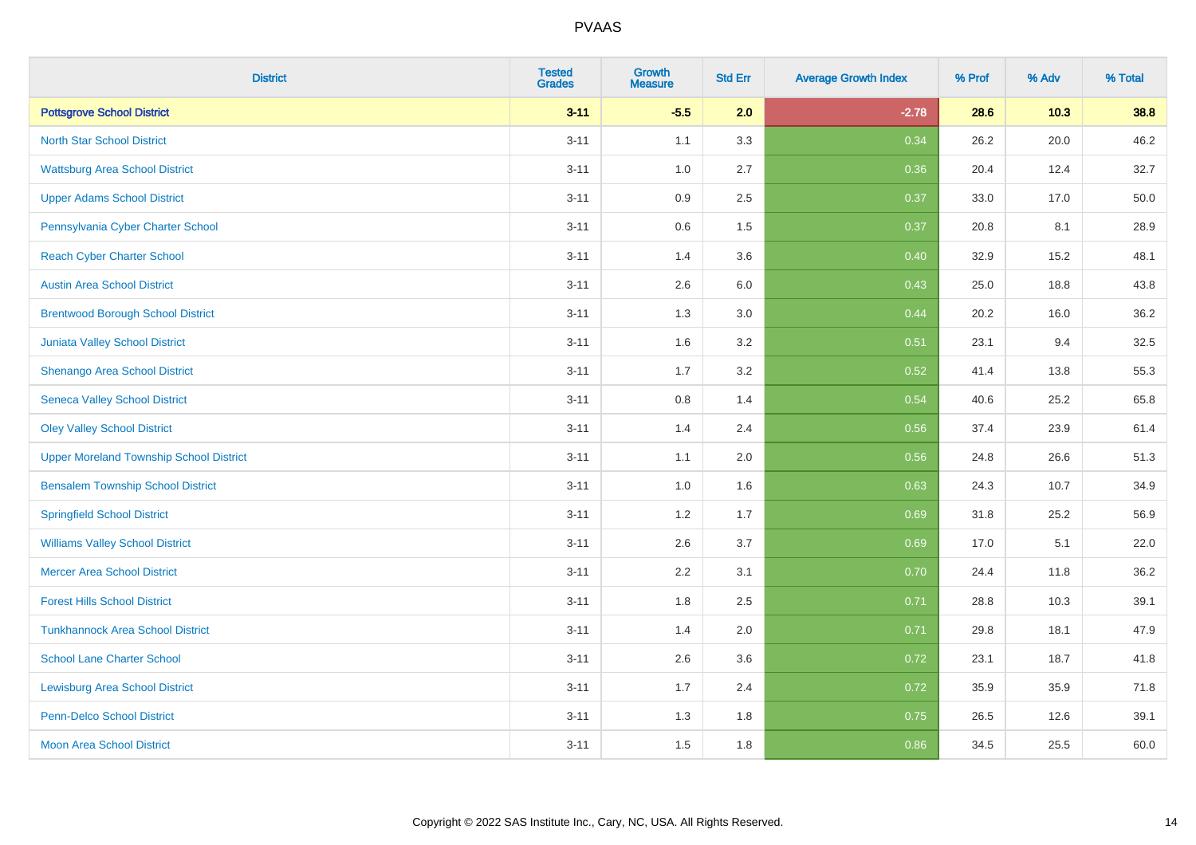# PVAAS

| District | Tested Grades | Growth Measure | Std Err | Average Growth Index | % Prof | % Adv | % Total |
|---|---|---|---|---|---|---|---|
| **Pottsgrove School District** | **3-11** | **-5.5** | **2.0** | **-2.78** | **28.6** | **10.3** | **38.8** |
| North Star School District | 3-11 | 1.1 | 3.3 | 0.34 | 26.2 | 20.0 | 46.2 |
| Wattsburg Area School District | 3-11 | 1.0 | 2.7 | 0.36 | 20.4 | 12.4 | 32.7 |
| Upper Adams School District | 3-11 | 0.9 | 2.5 | 0.37 | 33.0 | 17.0 | 50.0 |
| Pennsylvania Cyber Charter School | 3-11 | 0.6 | 1.5 | 0.37 | 20.8 | 8.1 | 28.9 |
| Reach Cyber Charter School | 3-11 | 1.4 | 3.6 | 0.40 | 32.9 | 15.2 | 48.1 |
| Austin Area School District | 3-11 | 2.6 | 6.0 | 0.43 | 25.0 | 18.8 | 43.8 |
| Brentwood Borough School District | 3-11 | 1.3 | 3.0 | 0.44 | 20.2 | 16.0 | 36.2 |
| Juniata Valley School District | 3-11 | 1.6 | 3.2 | 0.51 | 23.1 | 9.4 | 32.5 |
| Shenango Area School District | 3-11 | 1.7 | 3.2 | 0.52 | 41.4 | 13.8 | 55.3 |
| Seneca Valley School District | 3-11 | 0.8 | 1.4 | 0.54 | 40.6 | 25.2 | 65.8 |
| Oley Valley School District | 3-11 | 1.4 | 2.4 | 0.56 | 37.4 | 23.9 | 61.4 |
| Upper Moreland Township School District | 3-11 | 1.1 | 2.0 | 0.56 | 24.8 | 26.6 | 51.3 |
| Bensalem Township School District | 3-11 | 1.0 | 1.6 | 0.63 | 24.3 | 10.7 | 34.9 |
| Springfield School District | 3-11 | 1.2 | 1.7 | 0.69 | 31.8 | 25.2 | 56.9 |
| Williams Valley School District | 3-11 | 2.6 | 3.7 | 0.69 | 17.0 | 5.1 | 22.0 |
| Mercer Area School District | 3-11 | 2.2 | 3.1 | 0.70 | 24.4 | 11.8 | 36.2 |
| Forest Hills School District | 3-11 | 1.8 | 2.5 | 0.71 | 28.8 | 10.3 | 39.1 |
| Tunkhannock Area School District | 3-11 | 1.4 | 2.0 | 0.71 | 29.8 | 18.1 | 47.9 |
| School Lane Charter School | 3-11 | 2.6 | 3.6 | 0.72 | 23.1 | 18.7 | 41.8 |
| Lewisburg Area School District | 3-11 | 1.7 | 2.4 | 0.72 | 35.9 | 35.9 | 71.8 |
| Penn-Delco School District | 3-11 | 1.3 | 1.8 | 0.75 | 26.5 | 12.6 | 39.1 |
| Moon Area School District | 3-11 | 1.5 | 1.8 | 0.86 | 34.5 | 25.5 | 60.0 |

Copyright © 2022 SAS Institute Inc., Cary, NC, USA. All Rights Reserved.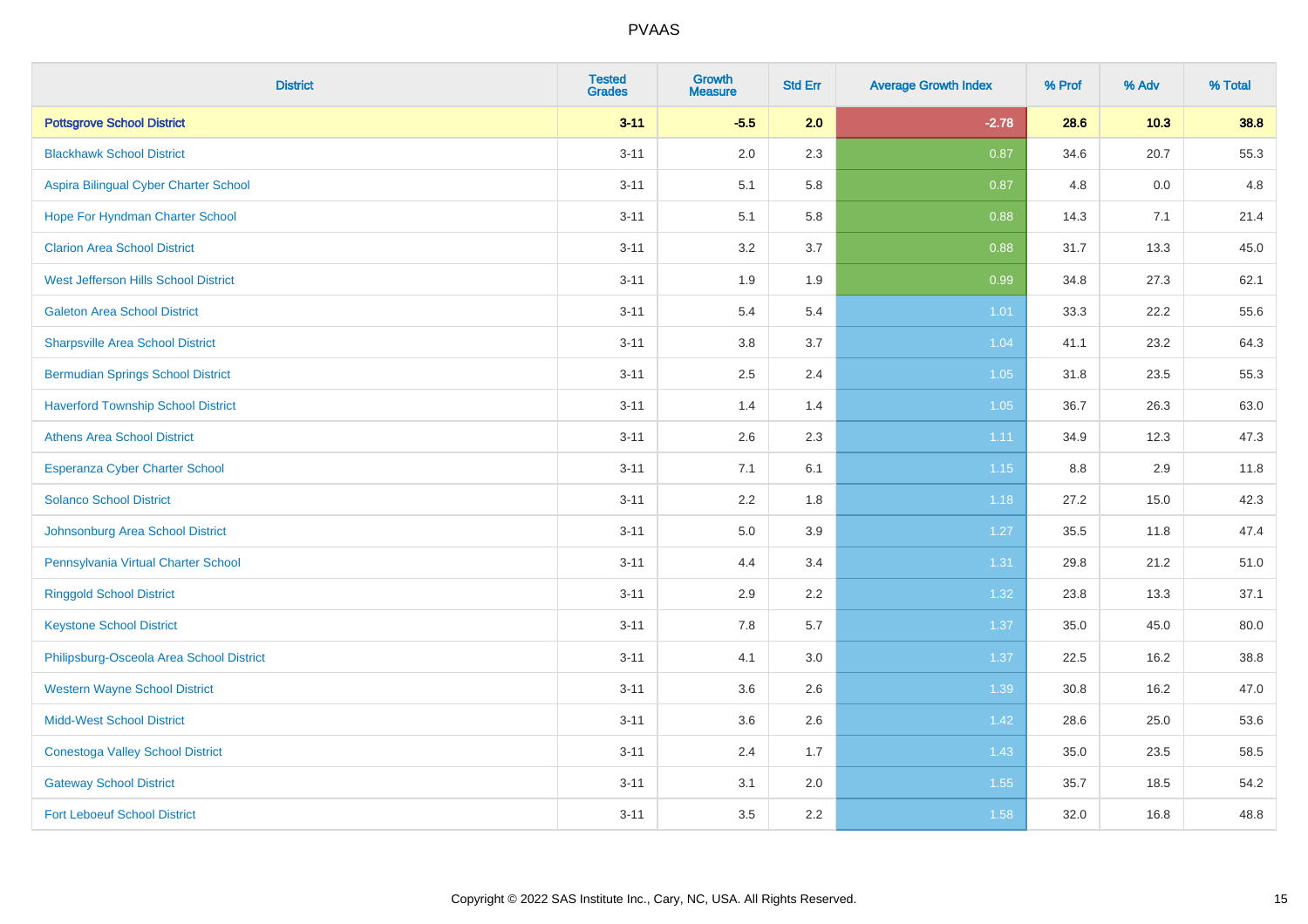| District | Tested Grades | Growth Measure | Std Err | Average Growth Index | % Prof | % Adv | % Total |
|---|---|---|---|---|---|---|---|
| **Pottsgrove School District** | **3-11** | **-5.5** | **2.0** | **-2.78** | **28.6** | **10.3** | **38.8** |
| Blackhawk School District | 3-11 | 2.0 | 2.3 | 0.87 | 34.6 | 20.7 | 55.3 |
| Aspira Bilingual Cyber Charter School | 3-11 | 5.1 | 5.8 | 0.87 | 4.8 | 0.0 | 4.8 |
| Hope For Hyndman Charter School | 3-11 | 5.1 | 5.8 | 0.88 | 14.3 | 7.1 | 21.4 |
| Clarion Area School District | 3-11 | 3.2 | 3.7 | 0.88 | 31.7 | 13.3 | 45.0 |
| West Jefferson Hills School District | 3-11 | 1.9 | 1.9 | 0.99 | 34.8 | 27.3 | 62.1 |
| Galeton Area School District | 3-11 | 5.4 | 5.4 | 1.01 | 33.3 | 22.2 | 55.6 |
| Sharpsville Area School District | 3-11 | 3.8 | 3.7 | 1.04 | 41.1 | 23.2 | 64.3 |
| Bermudian Springs School District | 3-11 | 2.5 | 2.4 | 1.05 | 31.8 | 23.5 | 55.3 |
| Haverford Township School District | 3-11 | 1.4 | 1.4 | 1.05 | 36.7 | 26.3 | 63.0 |
| Athens Area School District | 3-11 | 2.6 | 2.3 | 1.11 | 34.9 | 12.3 | 47.3 |
| Esperanza Cyber Charter School | 3-11 | 7.1 | 6.1 | 1.15 | 8.8 | 2.9 | 11.8 |
| Solanco School District | 3-11 | 2.2 | 1.8 | 1.18 | 27.2 | 15.0 | 42.3 |
| Johnsonburg Area School District | 3-11 | 5.0 | 3.9 | 1.27 | 35.5 | 11.8 | 47.4 |
| Pennsylvania Virtual Charter School | 3-11 | 4.4 | 3.4 | 1.31 | 29.8 | 21.2 | 51.0 |
| Ringgold School District | 3-11 | 2.9 | 2.2 | 1.32 | 23.8 | 13.3 | 37.1 |
| Keystone School District | 3-11 | 7.8 | 5.7 | 1.37 | 35.0 | 45.0 | 80.0 |
| Philipsburg-Osceola Area School District | 3-11 | 4.1 | 3.0 | 1.37 | 22.5 | 16.2 | 38.8 |
| Western Wayne School District | 3-11 | 3.6 | 2.6 | 1.39 | 30.8 | 16.2 | 47.0 |
| Midd-West School District | 3-11 | 3.6 | 2.6 | 1.42 | 28.6 | 25.0 | 53.6 |
| Conestoga Valley School District | 3-11 | 2.4 | 1.7 | 1.43 | 35.0 | 23.5 | 58.5 |
| Gateway School District | 3-11 | 3.1 | 2.0 | 1.55 | 35.7 | 18.5 | 54.2 |
| Fort Leboeuf School District | 3-11 | 3.5 | 2.2 | 1.58 | 32.0 | 16.8 | 48.8 |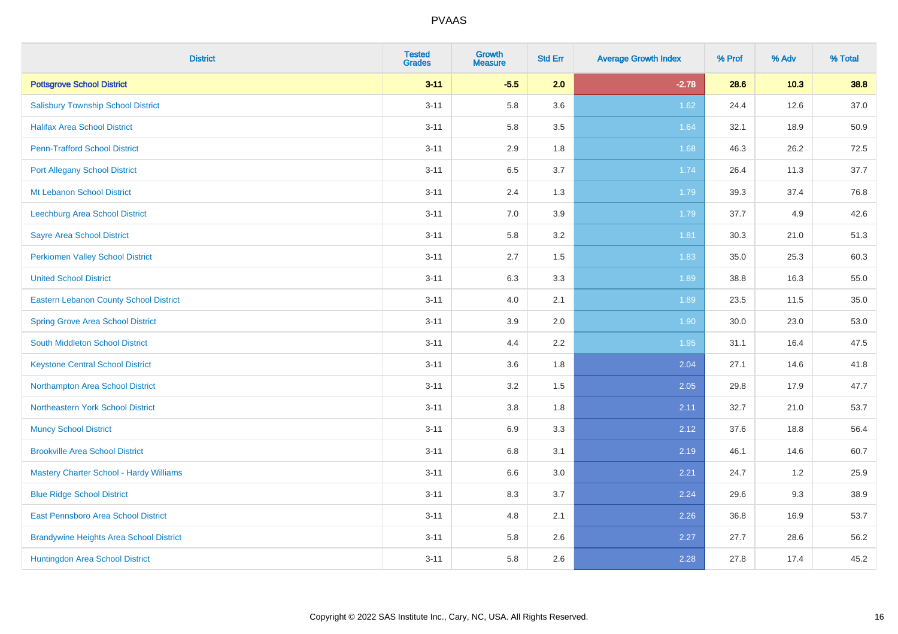| District | Tested Grades | Growth Measure | Std Err | Average Growth Index | % Prof | % Adv | % Total |
|---|---|---|---|---|---|---|---|
| **Pottsgrove School District** | **3-11** | **-5.5** | **2.0** | **-2.78** | **28.6** | **10.3** | **38.8** |
| Salisbury Township School District | 3-11 | 5.8 | 3.6 | 1.62 | 24.4 | 12.6 | 37.0 |
| Halifax Area School District | 3-11 | 5.8 | 3.5 | 1.64 | 32.1 | 18.9 | 50.9 |
| Penn-Trafford School District | 3-11 | 2.9 | 1.8 | 1.68 | 46.3 | 26.2 | 72.5 |
| Port Allegany School District | 3-11 | 6.5 | 3.7 | 1.74 | 26.4 | 11.3 | 37.7 |
| Mt Lebanon School District | 3-11 | 2.4 | 1.3 | 1.79 | 39.3 | 37.4 | 76.8 |
| Leechburg Area School District | 3-11 | 7.0 | 3.9 | 1.79 | 37.7 | 4.9 | 42.6 |
| Sayre Area School District | 3-11 | 5.8 | 3.2 | 1.81 | 30.3 | 21.0 | 51.3 |
| Perkiomen Valley School District | 3-11 | 2.7 | 1.5 | 1.83 | 35.0 | 25.3 | 60.3 |
| United School District | 3-11 | 6.3 | 3.3 | 1.89 | 38.8 | 16.3 | 55.0 |
| Eastern Lebanon County School District | 3-11 | 4.0 | 2.1 | 1.89 | 23.5 | 11.5 | 35.0 |
| Spring Grove Area School District | 3-11 | 3.9 | 2.0 | 1.90 | 30.0 | 23.0 | 53.0 |
| South Middleton School District | 3-11 | 4.4 | 2.2 | 1.95 | 31.1 | 16.4 | 47.5 |
| Keystone Central School District | 3-11 | 3.6 | 1.8 | 2.04 | 27.1 | 14.6 | 41.8 |
| Northampton Area School District | 3-11 | 3.2 | 1.5 | 2.05 | 29.8 | 17.9 | 47.7 |
| Northeastern York School District | 3-11 | 3.8 | 1.8 | 2.11 | 32.7 | 21.0 | 53.7 |
| Muncy School District | 3-11 | 6.9 | 3.3 | 2.12 | 37.6 | 18.8 | 56.4 |
| Brookville Area School District | 3-11 | 6.8 | 3.1 | 2.19 | 46.1 | 14.6 | 60.7 |
| Mastery Charter School - Hardy Williams | 3-11 | 6.6 | 3.0 | 2.21 | 24.7 | 1.2 | 25.9 |
| Blue Ridge School District | 3-11 | 8.3 | 3.7 | 2.24 | 29.6 | 9.3 | 38.9 |
| East Pennsboro Area School District | 3-11 | 4.8 | 2.1 | 2.26 | 36.8 | 16.9 | 53.7 |
| Brandywine Heights Area School District | 3-11 | 5.8 | 2.6 | 2.27 | 27.7 | 28.6 | 56.2 |
| Huntingdon Area School District | 3-11 | 5.8 | 2.6 | 2.28 | 27.8 | 17.4 | 45.2 |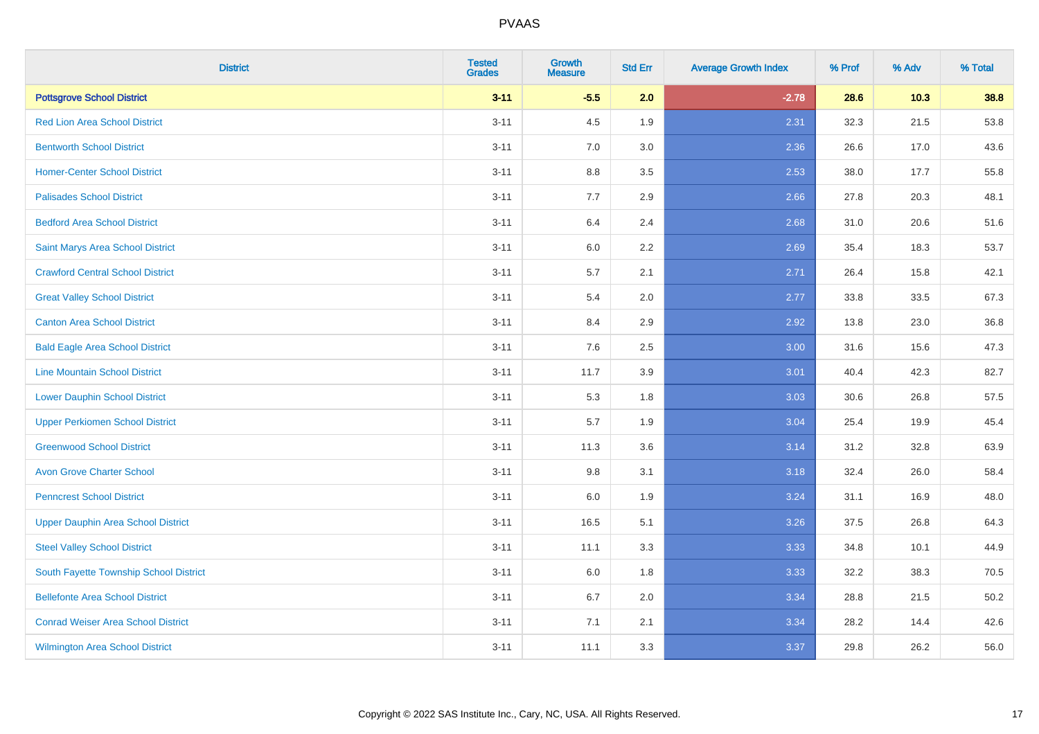PVAAS

| District | Tested Grades | Growth Measure | Std Err | Average Growth Index | % Prof | % Adv | % Total |
|---|---|---|---|---|---|---|---|
| **Pottsgrove School District** | **3-11** | **-5.5** | **2.0** | **-2.78** | **28.6** | **10.3** | **38.8** |
| Red Lion Area School District | 3-11 | 4.5 | 1.9 | 2.31 | 32.3 | 21.5 | 53.8 |
| Bentworth School District | 3-11 | 7.0 | 3.0 | 2.36 | 26.6 | 17.0 | 43.6 |
| Homer-Center School District | 3-11 | 8.8 | 3.5 | 2.53 | 38.0 | 17.7 | 55.8 |
| Palisades School District | 3-11 | 7.7 | 2.9 | 2.66 | 27.8 | 20.3 | 48.1 |
| Bedford Area School District | 3-11 | 6.4 | 2.4 | 2.68 | 31.0 | 20.6 | 51.6 |
| Saint Marys Area School District | 3-11 | 6.0 | 2.2 | 2.69 | 35.4 | 18.3 | 53.7 |
| Crawford Central School District | 3-11 | 5.7 | 2.1 | 2.71 | 26.4 | 15.8 | 42.1 |
| Great Valley School District | 3-11 | 5.4 | 2.0 | 2.77 | 33.8 | 33.5 | 67.3 |
| Canton Area School District | 3-11 | 8.4 | 2.9 | 2.92 | 13.8 | 23.0 | 36.8 |
| Bald Eagle Area School District | 3-11 | 7.6 | 2.5 | 3.00 | 31.6 | 15.6 | 47.3 |
| Line Mountain School District | 3-11 | 11.7 | 3.9 | 3.01 | 40.4 | 42.3 | 82.7 |
| Lower Dauphin School District | 3-11 | 5.3 | 1.8 | 3.03 | 30.6 | 26.8 | 57.5 |
| Upper Perkiomen School District | 3-11 | 5.7 | 1.9 | 3.04 | 25.4 | 19.9 | 45.4 |
| Greenwood School District | 3-11 | 11.3 | 3.6 | 3.14 | 31.2 | 32.8 | 63.9 |
| Avon Grove Charter School | 3-11 | 9.8 | 3.1 | 3.18 | 32.4 | 26.0 | 58.4 |
| Penncrest School District | 3-11 | 6.0 | 1.9 | 3.24 | 31.1 | 16.9 | 48.0 |
| Upper Dauphin Area School District | 3-11 | 16.5 | 5.1 | 3.26 | 37.5 | 26.8 | 64.3 |
| Steel Valley School District | 3-11 | 11.1 | 3.3 | 3.33 | 34.8 | 10.1 | 44.9 |
| South Fayette Township School District | 3-11 | 6.0 | 1.8 | 3.33 | 32.2 | 38.3 | 70.5 |
| Bellefonte Area School District | 3-11 | 6.7 | 2.0 | 3.34 | 28.8 | 21.5 | 50.2 |
| Conrad Weiser Area School District | 3-11 | 7.1 | 2.1 | 3.34 | 28.2 | 14.4 | 42.6 |
| Wilmington Area School District | 3-11 | 11.1 | 3.3 | 3.37 | 29.8 | 26.2 | 56.0 |

Copyright © 2022 SAS Institute Inc., Cary, NC, USA. All Rights Reserved.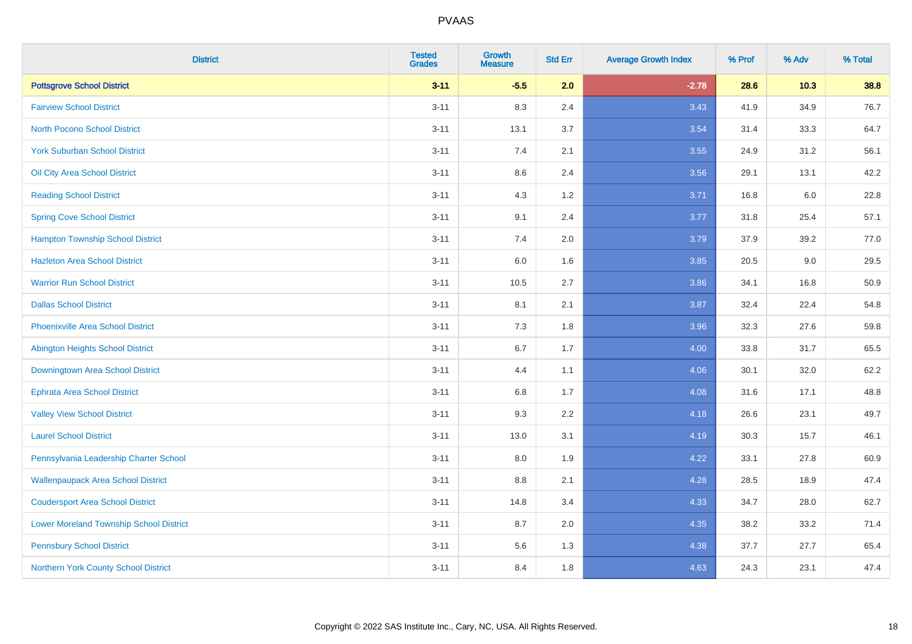# PVAAS

| District | Tested Grades | Growth Measure | Std Err | Average Growth Index | % Prof | % Adv | % Total |
|---|---|---|---|---|---|---|---|
| **Pottsgrove School District** | **3-11** | **-5.5** | **2.0** | **-2.78** | **28.6** | **10.3** | **38.8** |
| Fairview School District | 3-11 | 8.3 | 2.4 | 3.43 | 41.9 | 34.9 | 76.7 |
| North Pocono School District | 3-11 | 13.1 | 3.7 | 3.54 | 31.4 | 33.3 | 64.7 |
| York Suburban School District | 3-11 | 7.4 | 2.1 | 3.55 | 24.9 | 31.2 | 56.1 |
| Oil City Area School District | 3-11 | 8.6 | 2.4 | 3.56 | 29.1 | 13.1 | 42.2 |
| Reading School District | 3-11 | 4.3 | 1.2 | 3.71 | 16.8 | 6.0 | 22.8 |
| Spring Cove School District | 3-11 | 9.1 | 2.4 | 3.77 | 31.8 | 25.4 | 57.1 |
| Hampton Township School District | 3-11 | 7.4 | 2.0 | 3.79 | 37.9 | 39.2 | 77.0 |
| Hazleton Area School District | 3-11 | 6.0 | 1.6 | 3.85 | 20.5 | 9.0 | 29.5 |
| Warrior Run School District | 3-11 | 10.5 | 2.7 | 3.86 | 34.1 | 16.8 | 50.9 |
| Dallas School District | 3-11 | 8.1 | 2.1 | 3.87 | 32.4 | 22.4 | 54.8 |
| Phoenixville Area School District | 3-11 | 7.3 | 1.8 | 3.96 | 32.3 | 27.6 | 59.8 |
| Abington Heights School District | 3-11 | 6.7 | 1.7 | 4.00 | 33.8 | 31.7 | 65.5 |
| Downingtown Area School District | 3-11 | 4.4 | 1.1 | 4.06 | 30.1 | 32.0 | 62.2 |
| Ephrata Area School District | 3-11 | 6.8 | 1.7 | 4.08 | 31.6 | 17.1 | 48.8 |
| Valley View School District | 3-11 | 9.3 | 2.2 | 4.18 | 26.6 | 23.1 | 49.7 |
| Laurel School District | 3-11 | 13.0 | 3.1 | 4.19 | 30.3 | 15.7 | 46.1 |
| Pennsylvania Leadership Charter School | 3-11 | 8.0 | 1.9 | 4.22 | 33.1 | 27.8 | 60.9 |
| Wallenpaupack Area School District | 3-11 | 8.8 | 2.1 | 4.28 | 28.5 | 18.9 | 47.4 |
| Coudersport Area School District | 3-11 | 14.8 | 3.4 | 4.33 | 34.7 | 28.0 | 62.7 |
| Lower Moreland Township School District | 3-11 | 8.7 | 2.0 | 4.35 | 38.2 | 33.2 | 71.4 |
| Pennsbury School District | 3-11 | 5.6 | 1.3 | 4.38 | 37.7 | 27.7 | 65.4 |
| Northern York County School District | 3-11 | 8.4 | 1.8 | 4.63 | 24.3 | 23.1 | 47.4 |

Copyright © 2022 SAS Institute Inc., Cary, NC, USA. All Rights Reserved.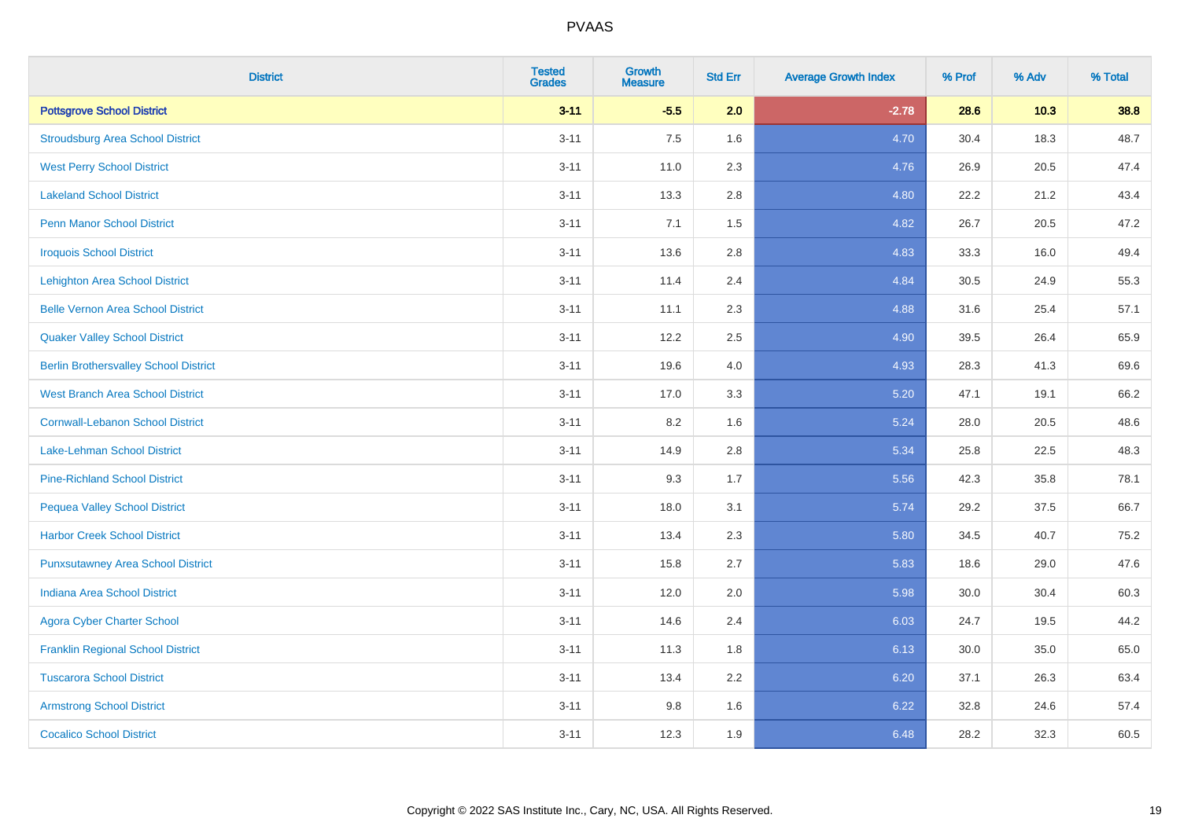# PVAAS

| District | Tested Grades | Growth Measure | Std Err | Average Growth Index | % Prof | % Adv | % Total |
|---|---|---|---|---|---|---|---|
| **Pottsgrove School District** | **3-11** | **-5.5** | **2.0** | **-2.78** | **28.6** | **10.3** | **38.8** |
| Stroudsburg Area School District | 3-11 | 7.5 | 1.6 | 4.70 | 30.4 | 18.3 | 48.7 |
| West Perry School District | 3-11 | 11.0 | 2.3 | 4.76 | 26.9 | 20.5 | 47.4 |
| Lakeland School District | 3-11 | 13.3 | 2.8 | 4.80 | 22.2 | 21.2 | 43.4 |
| Penn Manor School District | 3-11 | 7.1 | 1.5 | 4.82 | 26.7 | 20.5 | 47.2 |
| Iroquois School District | 3-11 | 13.6 | 2.8 | 4.83 | 33.3 | 16.0 | 49.4 |
| Lehighton Area School District | 3-11 | 11.4 | 2.4 | 4.84 | 30.5 | 24.9 | 55.3 |
| Belle Vernon Area School District | 3-11 | 11.1 | 2.3 | 4.88 | 31.6 | 25.4 | 57.1 |
| Quaker Valley School District | 3-11 | 12.2 | 2.5 | 4.90 | 39.5 | 26.4 | 65.9 |
| Berlin Brothersvalley School District | 3-11 | 19.6 | 4.0 | 4.93 | 28.3 | 41.3 | 69.6 |
| West Branch Area School District | 3-11 | 17.0 | 3.3 | 5.20 | 47.1 | 19.1 | 66.2 |
| Cornwall-Lebanon School District | 3-11 | 8.2 | 1.6 | 5.24 | 28.0 | 20.5 | 48.6 |
| Lake-Lehman School District | 3-11 | 14.9 | 2.8 | 5.34 | 25.8 | 22.5 | 48.3 |
| Pine-Richland School District | 3-11 | 9.3 | 1.7 | 5.56 | 42.3 | 35.8 | 78.1 |
| Pequea Valley School District | 3-11 | 18.0 | 3.1 | 5.74 | 29.2 | 37.5 | 66.7 |
| Harbor Creek School District | 3-11 | 13.4 | 2.3 | 5.80 | 34.5 | 40.7 | 75.2 |
| Punxsutawney Area School District | 3-11 | 15.8 | 2.7 | 5.83 | 18.6 | 29.0 | 47.6 |
| Indiana Area School District | 3-11 | 12.0 | 2.0 | 5.98 | 30.0 | 30.4 | 60.3 |
| Agora Cyber Charter School | 3-11 | 14.6 | 2.4 | 6.03 | 24.7 | 19.5 | 44.2 |
| Franklin Regional School District | 3-11 | 11.3 | 1.8 | 6.13 | 30.0 | 35.0 | 65.0 |
| Tuscarora School District | 3-11 | 13.4 | 2.2 | 6.20 | 37.1 | 26.3 | 63.4 |
| Armstrong School District | 3-11 | 9.8 | 1.6 | 6.22 | 32.8 | 24.6 | 57.4 |
| Cocalico School District | 3-11 | 12.3 | 1.9 | 6.48 | 28.2 | 32.3 | 60.5 |

Copyright © 2022 SAS Institute Inc., Cary, NC, USA. All Rights Reserved.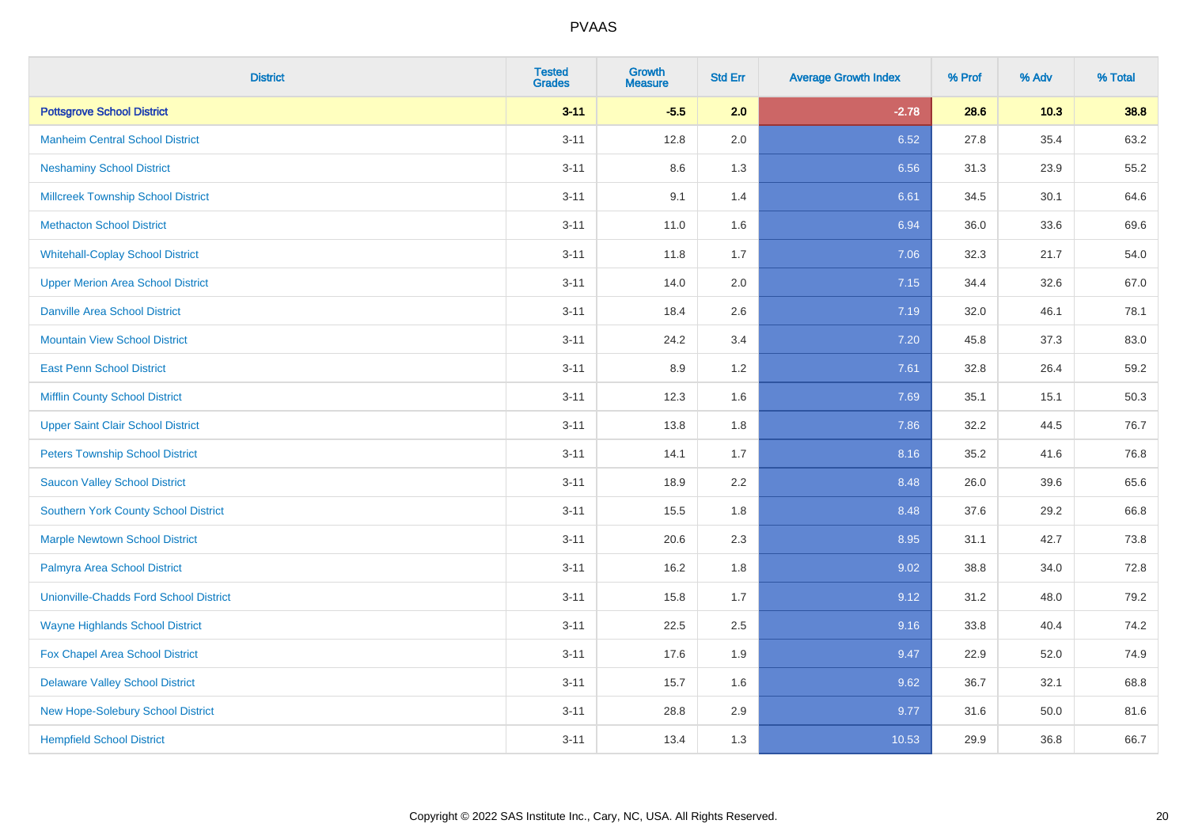# PVAAS

| District | Tested Grades | Growth Measure | Std Err | Average Growth Index | % Prof | % Adv | % Total |
|---|---|---|---|---|---|---|---|
| **Pottsgrove School District** | **3-11** | **-5.5** | **2.0** | **-2.78** | **28.6** | **10.3** | **38.8** |
| Manheim Central School District | 3-11 | 12.8 | 2.0 | 6.52 | 27.8 | 35.4 | 63.2 |
| Neshaminy School District | 3-11 | 8.6 | 1.3 | 6.56 | 31.3 | 23.9 | 55.2 |
| Millcreek Township School District | 3-11 | 9.1 | 1.4 | 6.61 | 34.5 | 30.1 | 64.6 |
| Methacton School District | 3-11 | 11.0 | 1.6 | 6.94 | 36.0 | 33.6 | 69.6 |
| Whitehall-Coplay School District | 3-11 | 11.8 | 1.7 | 7.06 | 32.3 | 21.7 | 54.0 |
| Upper Merion Area School District | 3-11 | 14.0 | 2.0 | 7.15 | 34.4 | 32.6 | 67.0 |
| Danville Area School District | 3-11 | 18.4 | 2.6 | 7.19 | 32.0 | 46.1 | 78.1 |
| Mountain View School District | 3-11 | 24.2 | 3.4 | 7.20 | 45.8 | 37.3 | 83.0 |
| East Penn School District | 3-11 | 8.9 | 1.2 | 7.61 | 32.8 | 26.4 | 59.2 |
| Mifflin County School District | 3-11 | 12.3 | 1.6 | 7.69 | 35.1 | 15.1 | 50.3 |
| Upper Saint Clair School District | 3-11 | 13.8 | 1.8 | 7.86 | 32.2 | 44.5 | 76.7 |
| Peters Township School District | 3-11 | 14.1 | 1.7 | 8.16 | 35.2 | 41.6 | 76.8 |
| Saucon Valley School District | 3-11 | 18.9 | 2.2 | 8.48 | 26.0 | 39.6 | 65.6 |
| Southern York County School District | 3-11 | 15.5 | 1.8 | 8.48 | 37.6 | 29.2 | 66.8 |
| Marple Newtown School District | 3-11 | 20.6 | 2.3 | 8.95 | 31.1 | 42.7 | 73.8 |
| Palmyra Area School District | 3-11 | 16.2 | 1.8 | 9.02 | 38.8 | 34.0 | 72.8 |
| Unionville-Chadds Ford School District | 3-11 | 15.8 | 1.7 | 9.12 | 31.2 | 48.0 | 79.2 |
| Wayne Highlands School District | 3-11 | 22.5 | 2.5 | 9.16 | 33.8 | 40.4 | 74.2 |
| Fox Chapel Area School District | 3-11 | 17.6 | 1.9 | 9.47 | 22.9 | 52.0 | 74.9 |
| Delaware Valley School District | 3-11 | 15.7 | 1.6 | 9.62 | 36.7 | 32.1 | 68.8 |
| New Hope-Solebury School District | 3-11 | 28.8 | 2.9 | 9.77 | 31.6 | 50.0 | 81.6 |
| Hempfield School District | 3-11 | 13.4 | 1.3 | 10.53 | 29.9 | 36.8 | 66.7 |

Copyright © 2022 SAS Institute Inc., Cary, NC, USA. All Rights Reserved.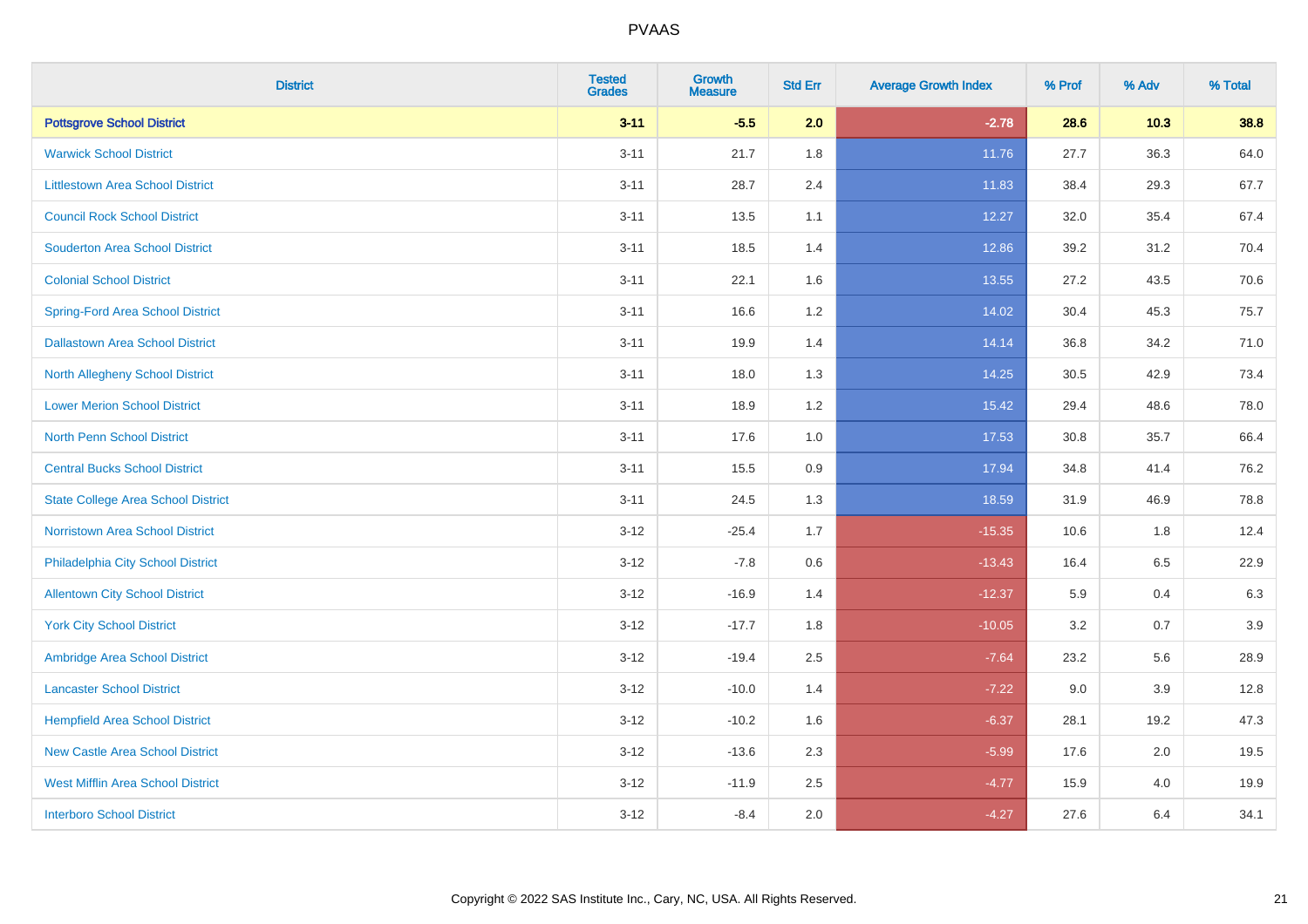PVAAS

| District | Tested Grades | Growth Measure | Std Err | Average Growth Index | % Prof | % Adv | % Total |
|---|---|---|---|---|---|---|---|
| **Pottsgrove School District** | **3-11** | **-5.5** | **2.0** | **-2.78** | **28.6** | **10.3** | **38.8** |
| Warwick School District | 3-11 | 21.7 | 1.8 | 11.76 | 27.7 | 36.3 | 64.0 |
| Littlestown Area School District | 3-11 | 28.7 | 2.4 | 11.83 | 38.4 | 29.3 | 67.7 |
| Council Rock School District | 3-11 | 13.5 | 1.1 | 12.27 | 32.0 | 35.4 | 67.4 |
| Souderton Area School District | 3-11 | 18.5 | 1.4 | 12.86 | 39.2 | 31.2 | 70.4 |
| Colonial School District | 3-11 | 22.1 | 1.6 | 13.55 | 27.2 | 43.5 | 70.6 |
| Spring-Ford Area School District | 3-11 | 16.6 | 1.2 | 14.02 | 30.4 | 45.3 | 75.7 |
| Dallastown Area School District | 3-11 | 19.9 | 1.4 | 14.14 | 36.8 | 34.2 | 71.0 |
| North Allegheny School District | 3-11 | 18.0 | 1.3 | 14.25 | 30.5 | 42.9 | 73.4 |
| Lower Merion School District | 3-11 | 18.9 | 1.2 | 15.42 | 29.4 | 48.6 | 78.0 |
| North Penn School District | 3-11 | 17.6 | 1.0 | 17.53 | 30.8 | 35.7 | 66.4 |
| Central Bucks School District | 3-11 | 15.5 | 0.9 | 17.94 | 34.8 | 41.4 | 76.2 |
| State College Area School District | 3-11 | 24.5 | 1.3 | 18.59 | 31.9 | 46.9 | 78.8 |
| Norristown Area School District | 3-12 | -25.4 | 1.7 | -15.35 | 10.6 | 1.8 | 12.4 |
| Philadelphia City School District | 3-12 | -7.8 | 0.6 | -13.43 | 16.4 | 6.5 | 22.9 |
| Allentown City School District | 3-12 | -16.9 | 1.4 | -12.37 | 5.9 | 0.4 | 6.3 |
| York City School District | 3-12 | -17.7 | 1.8 | -10.05 | 3.2 | 0.7 | 3.9 |
| Ambridge Area School District | 3-12 | -19.4 | 2.5 | -7.64 | 23.2 | 5.6 | 28.9 |
| Lancaster School District | 3-12 | -10.0 | 1.4 | -7.22 | 9.0 | 3.9 | 12.8 |
| Hempfield Area School District | 3-12 | -10.2 | 1.6 | -6.37 | 28.1 | 19.2 | 47.3 |
| New Castle Area School District | 3-12 | -13.6 | 2.3 | -5.99 | 17.6 | 2.0 | 19.5 |
| West Mifflin Area School District | 3-12 | -11.9 | 2.5 | -4.77 | 15.9 | 4.0 | 19.9 |
| Interboro School District | 3-12 | -8.4 | 2.0 | -4.27 | 27.6 | 6.4 | 34.1 |

Copyright © 2022 SAS Institute Inc., Cary, NC, USA. All Rights Reserved.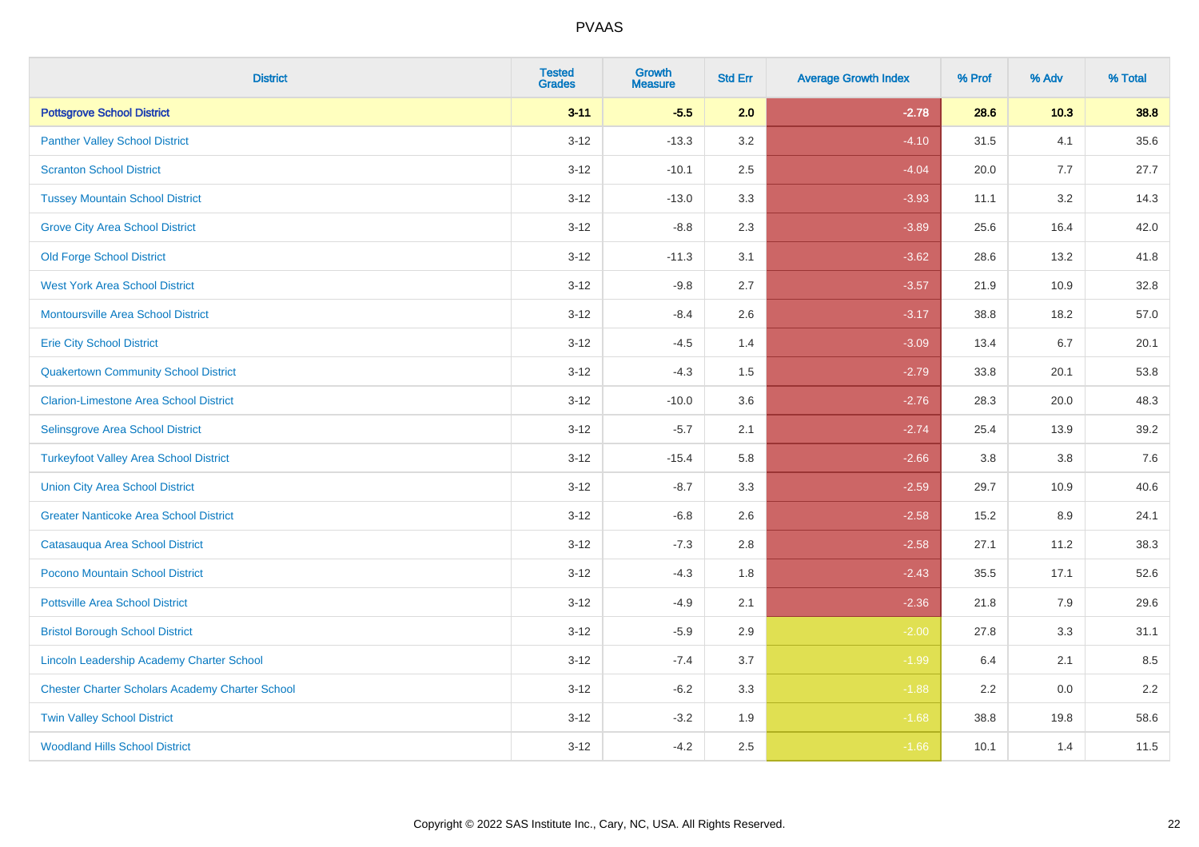| District | Tested Grades | Growth Measure | Std Err | Average Growth Index | % Prof | % Adv | % Total |
|---|---|---|---|---|---|---|---|
| **Pottsgrove School District** | **3-11** | **-5.5** | **2.0** | **-2.78** | **28.6** | **10.3** | **38.8** |
| Panther Valley School District | 3-12 | -13.3 | 3.2 | -4.10 | 31.5 | 4.1 | 35.6 |
| Scranton School District | 3-12 | -10.1 | 2.5 | -4.04 | 20.0 | 7.7 | 27.7 |
| Tussey Mountain School District | 3-12 | -13.0 | 3.3 | -3.93 | 11.1 | 3.2 | 14.3 |
| Grove City Area School District | 3-12 | -8.8 | 2.3 | -3.89 | 25.6 | 16.4 | 42.0 |
| Old Forge School District | 3-12 | -11.3 | 3.1 | -3.62 | 28.6 | 13.2 | 41.8 |
| West York Area School District | 3-12 | -9.8 | 2.7 | -3.57 | 21.9 | 10.9 | 32.8 |
| Montoursville Area School District | 3-12 | -8.4 | 2.6 | -3.17 | 38.8 | 18.2 | 57.0 |
| Erie City School District | 3-12 | -4.5 | 1.4 | -3.09 | 13.4 | 6.7 | 20.1 |
| Quakertown Community School District | 3-12 | -4.3 | 1.5 | -2.79 | 33.8 | 20.1 | 53.8 |
| Clarion-Limestone Area School District | 3-12 | -10.0 | 3.6 | -2.76 | 28.3 | 20.0 | 48.3 |
| Selinsgrove Area School District | 3-12 | -5.7 | 2.1 | -2.74 | 25.4 | 13.9 | 39.2 |
| Turkeyfoot Valley Area School District | 3-12 | -15.4 | 5.8 | -2.66 | 3.8 | 3.8 | 7.6 |
| Union City Area School District | 3-12 | -8.7 | 3.3 | -2.59 | 29.7 | 10.9 | 40.6 |
| Greater Nanticoke Area School District | 3-12 | -6.8 | 2.6 | -2.58 | 15.2 | 8.9 | 24.1 |
| Catasauqua Area School District | 3-12 | -7.3 | 2.8 | -2.58 | 27.1 | 11.2 | 38.3 |
| Pocono Mountain School District | 3-12 | -4.3 | 1.8 | -2.43 | 35.5 | 17.1 | 52.6 |
| Pottsville Area School District | 3-12 | -4.9 | 2.1 | -2.36 | 21.8 | 7.9 | 29.6 |
| Bristol Borough School District | 3-12 | -5.9 | 2.9 | -2.00 | 27.8 | 3.3 | 31.1 |
| Lincoln Leadership Academy Charter School | 3-12 | -7.4 | 3.7 | -1.99 | 6.4 | 2.1 | 8.5 |
| Chester Charter Scholars Academy Charter School | 3-12 | -6.2 | 3.3 | -1.88 | 2.2 | 0.0 | 2.2 |
| Twin Valley School District | 3-12 | -3.2 | 1.9 | -1.68 | 38.8 | 19.8 | 58.6 |
| Woodland Hills School District | 3-12 | -4.2 | 2.5 | -1.66 | 10.1 | 1.4 | 11.5 |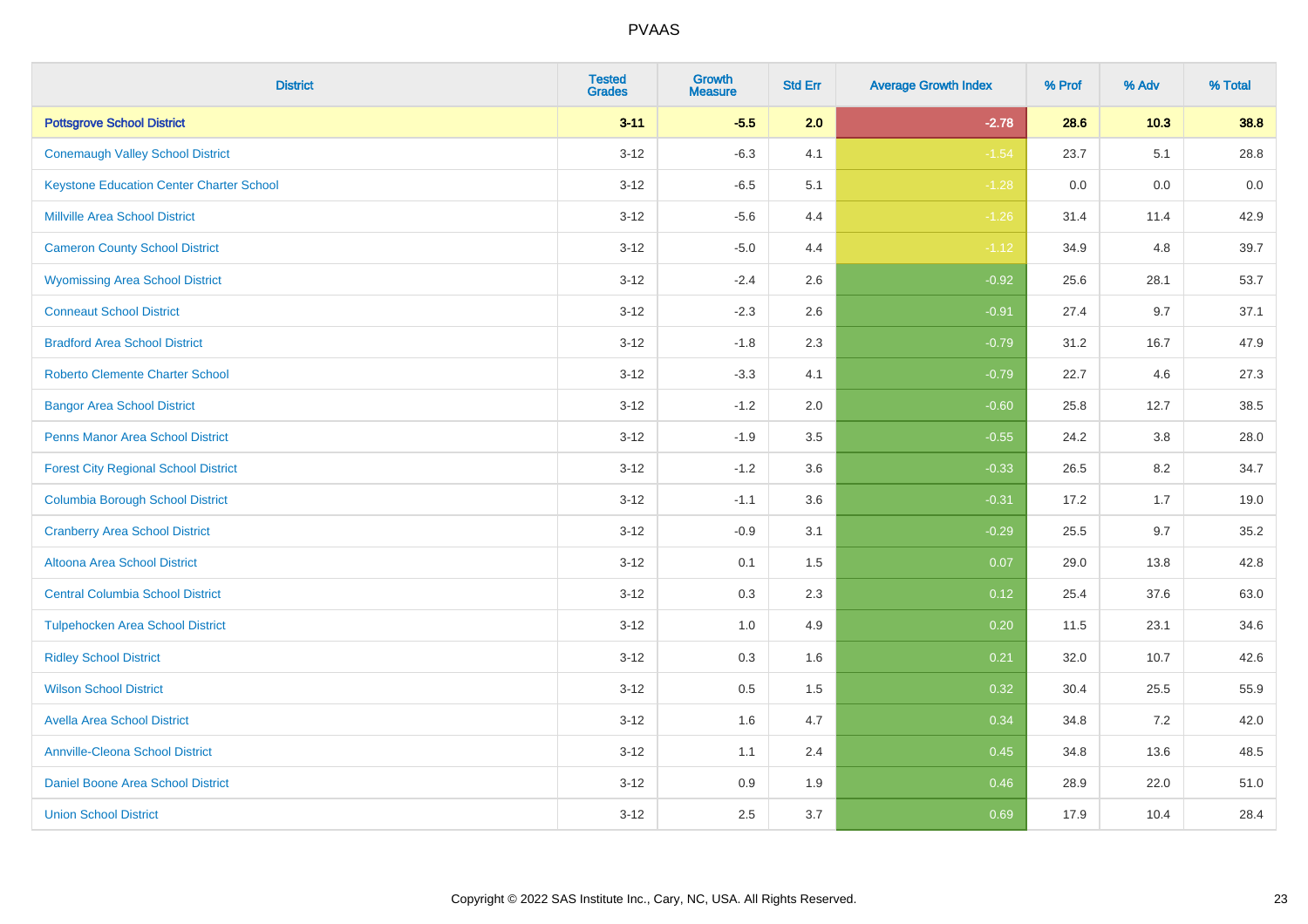# PVAAS

| District | Tested Grades | Growth Measure | Std Err | Average Growth Index | % Prof | % Adv | % Total |
|---|---|---|---|---|---|---|---|
| **Pottsgrove School District** | **3-11** | **-5.5** | **2.0** | **-2.78** | **28.6** | **10.3** | **38.8** |
| Conemaugh Valley School District | 3-12 | -6.3 | 4.1 | -1.54 | 23.7 | 5.1 | 28.8 |
| Keystone Education Center Charter School | 3-12 | -6.5 | 5.1 | -1.28 | 0.0 | 0.0 | 0.0 |
| Millville Area School District | 3-12 | -5.6 | 4.4 | -1.26 | 31.4 | 11.4 | 42.9 |
| Cameron County School District | 3-12 | -5.0 | 4.4 | -1.12 | 34.9 | 4.8 | 39.7 |
| Wyomissing Area School District | 3-12 | -2.4 | 2.6 | -0.92 | 25.6 | 28.1 | 53.7 |
| Conneaut School District | 3-12 | -2.3 | 2.6 | -0.91 | 27.4 | 9.7 | 37.1 |
| Bradford Area School District | 3-12 | -1.8 | 2.3 | -0.79 | 31.2 | 16.7 | 47.9 |
| Roberto Clemente Charter School | 3-12 | -3.3 | 4.1 | -0.79 | 22.7 | 4.6 | 27.3 |
| Bangor Area School District | 3-12 | -1.2 | 2.0 | -0.60 | 25.8 | 12.7 | 38.5 |
| Penns Manor Area School District | 3-12 | -1.9 | 3.5 | -0.55 | 24.2 | 3.8 | 28.0 |
| Forest City Regional School District | 3-12 | -1.2 | 3.6 | -0.33 | 26.5 | 8.2 | 34.7 |
| Columbia Borough School District | 3-12 | -1.1 | 3.6 | -0.31 | 17.2 | 1.7 | 19.0 |
| Cranberry Area School District | 3-12 | -0.9 | 3.1 | -0.29 | 25.5 | 9.7 | 35.2 |
| Altoona Area School District | 3-12 | 0.1 | 1.5 | 0.07 | 29.0 | 13.8 | 42.8 |
| Central Columbia School District | 3-12 | 0.3 | 2.3 | 0.12 | 25.4 | 37.6 | 63.0 |
| Tulpehocken Area School District | 3-12 | 1.0 | 4.9 | 0.20 | 11.5 | 23.1 | 34.6 |
| Ridley School District | 3-12 | 0.3 | 1.6 | 0.21 | 32.0 | 10.7 | 42.6 |
| Wilson School District | 3-12 | 0.5 | 1.5 | 0.32 | 30.4 | 25.5 | 55.9 |
| Avella Area School District | 3-12 | 1.6 | 4.7 | 0.34 | 34.8 | 7.2 | 42.0 |
| Annville-Cleona School District | 3-12 | 1.1 | 2.4 | 0.45 | 34.8 | 13.6 | 48.5 |
| Daniel Boone Area School District | 3-12 | 0.9 | 1.9 | 0.46 | 28.9 | 22.0 | 51.0 |
| Union School District | 3-12 | 2.5 | 3.7 | 0.69 | 17.9 | 10.4 | 28.4 |

Copyright © 2022 SAS Institute Inc., Cary, NC, USA. All Rights Reserved.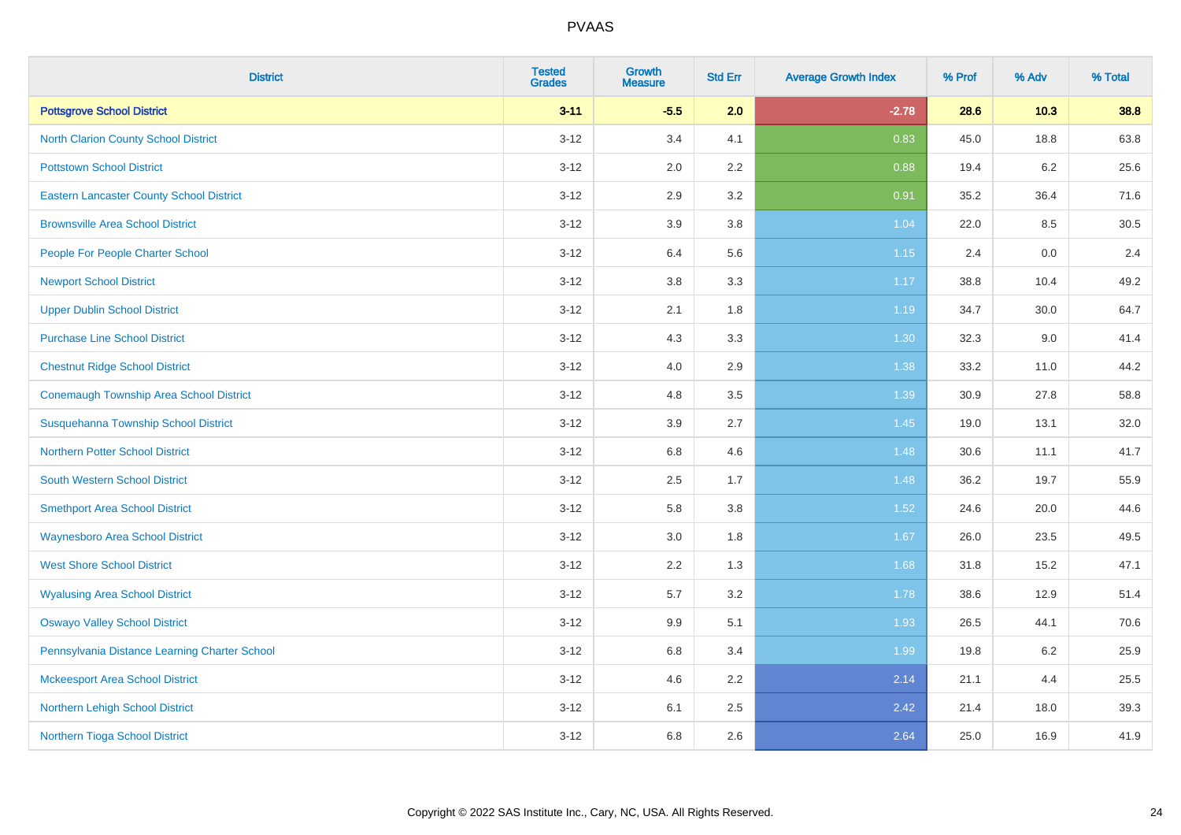# PVAAS

| District | Tested Grades | Growth Measure | Std Err | Average Growth Index | % Prof | % Adv | % Total |
|---|---|---|---|---|---|---|---|
| **Pottsgrove School District** | **3-11** | **-5.5** | **2.0** | **-2.78** | **28.6** | **10.3** | **38.8** |
| North Clarion County School District | 3-12 | 3.4 | 4.1 | 0.83 | 45.0 | 18.8 | 63.8 |
| Pottstown School District | 3-12 | 2.0 | 2.2 | 0.88 | 19.4 | 6.2 | 25.6 |
| Eastern Lancaster County School District | 3-12 | 2.9 | 3.2 | 0.91 | 35.2 | 36.4 | 71.6 |
| Brownsville Area School District | 3-12 | 3.9 | 3.8 | 1.04 | 22.0 | 8.5 | 30.5 |
| People For People Charter School | 3-12 | 6.4 | 5.6 | 1.15 | 2.4 | 0.0 | 2.4 |
| Newport School District | 3-12 | 3.8 | 3.3 | 1.17 | 38.8 | 10.4 | 49.2 |
| Upper Dublin School District | 3-12 | 2.1 | 1.8 | 1.19 | 34.7 | 30.0 | 64.7 |
| Purchase Line School District | 3-12 | 4.3 | 3.3 | 1.30 | 32.3 | 9.0 | 41.4 |
| Chestnut Ridge School District | 3-12 | 4.0 | 2.9 | 1.38 | 33.2 | 11.0 | 44.2 |
| Conemaugh Township Area School District | 3-12 | 4.8 | 3.5 | 1.39 | 30.9 | 27.8 | 58.8 |
| Susquehanna Township School District | 3-12 | 3.9 | 2.7 | 1.45 | 19.0 | 13.1 | 32.0 |
| Northern Potter School District | 3-12 | 6.8 | 4.6 | 1.48 | 30.6 | 11.1 | 41.7 |
| South Western School District | 3-12 | 2.5 | 1.7 | 1.48 | 36.2 | 19.7 | 55.9 |
| Smethport Area School District | 3-12 | 5.8 | 3.8 | 1.52 | 24.6 | 20.0 | 44.6 |
| Waynesboro Area School District | 3-12 | 3.0 | 1.8 | 1.67 | 26.0 | 23.5 | 49.5 |
| West Shore School District | 3-12 | 2.2 | 1.3 | 1.68 | 31.8 | 15.2 | 47.1 |
| Wyalusing Area School District | 3-12 | 5.7 | 3.2 | 1.78 | 38.6 | 12.9 | 51.4 |
| Oswayo Valley School District | 3-12 | 9.9 | 5.1 | 1.93 | 26.5 | 44.1 | 70.6 |
| Pennsylvania Distance Learning Charter School | 3-12 | 6.8 | 3.4 | 1.99 | 19.8 | 6.2 | 25.9 |
| Mckeesport Area School District | 3-12 | 4.6 | 2.2 | 2.14 | 21.1 | 4.4 | 25.5 |
| Northern Lehigh School District | 3-12 | 6.1 | 2.5 | 2.42 | 21.4 | 18.0 | 39.3 |
| Northern Tioga School District | 3-12 | 6.8 | 2.6 | 2.64 | 25.0 | 16.9 | 41.9 |

Copyright © 2022 SAS Institute Inc., Cary, NC, USA. All Rights Reserved.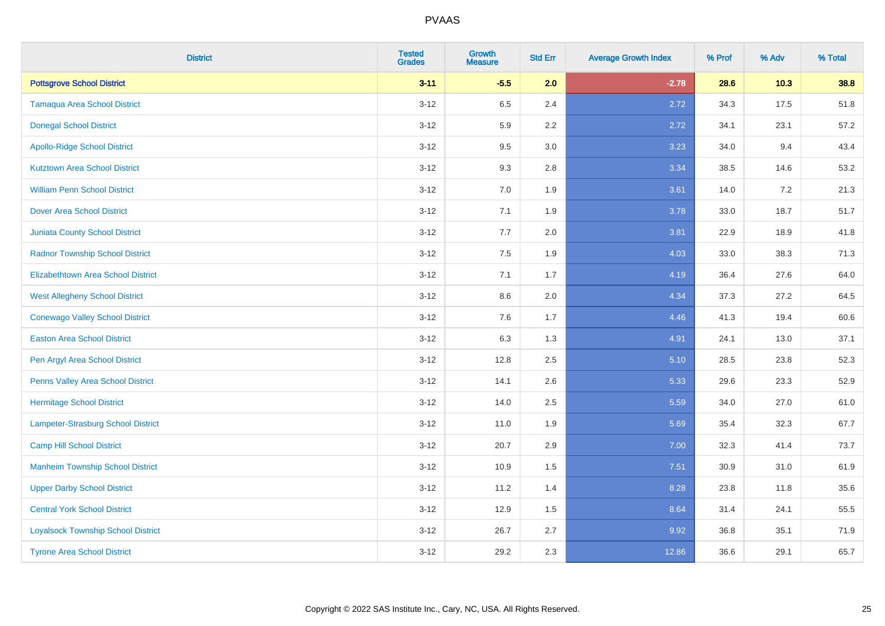PVAAS

| District | Tested Grades | Growth Measure | Std Err | Average Growth Index | % Prof | % Adv | % Total |
|---|---|---|---|---|---|---|---|
| **Pottsgrove School District** | **3-11** | **-5.5** | **2.0** | **-2.78** | **28.6** | **10.3** | **38.8** |
| Tamaqua Area School District | 3-12 | 6.5 | 2.4 | 2.72 | 34.3 | 17.5 | 51.8 |
| Donegal School District | 3-12 | 5.9 | 2.2 | 2.72 | 34.1 | 23.1 | 57.2 |
| Apollo-Ridge School District | 3-12 | 9.5 | 3.0 | 3.23 | 34.0 | 9.4 | 43.4 |
| Kutztown Area School District | 3-12 | 9.3 | 2.8 | 3.34 | 38.5 | 14.6 | 53.2 |
| William Penn School District | 3-12 | 7.0 | 1.9 | 3.61 | 14.0 | 7.2 | 21.3 |
| Dover Area School District | 3-12 | 7.1 | 1.9 | 3.78 | 33.0 | 18.7 | 51.7 |
| Juniata County School District | 3-12 | 7.7 | 2.0 | 3.81 | 22.9 | 18.9 | 41.8 |
| Radnor Township School District | 3-12 | 7.5 | 1.9 | 4.03 | 33.0 | 38.3 | 71.3 |
| Elizabethtown Area School District | 3-12 | 7.1 | 1.7 | 4.19 | 36.4 | 27.6 | 64.0 |
| West Allegheny School District | 3-12 | 8.6 | 2.0 | 4.34 | 37.3 | 27.2 | 64.5 |
| Conewago Valley School District | 3-12 | 7.6 | 1.7 | 4.46 | 41.3 | 19.4 | 60.6 |
| Easton Area School District | 3-12 | 6.3 | 1.3 | 4.91 | 24.1 | 13.0 | 37.1 |
| Pen Argyl Area School District | 3-12 | 12.8 | 2.5 | 5.10 | 28.5 | 23.8 | 52.3 |
| Penns Valley Area School District | 3-12 | 14.1 | 2.6 | 5.33 | 29.6 | 23.3 | 52.9 |
| Hermitage School District | 3-12 | 14.0 | 2.5 | 5.59 | 34.0 | 27.0 | 61.0 |
| Lampeter-Strasburg School District | 3-12 | 11.0 | 1.9 | 5.69 | 35.4 | 32.3 | 67.7 |
| Camp Hill School District | 3-12 | 20.7 | 2.9 | 7.00 | 32.3 | 41.4 | 73.7 |
| Manheim Township School District | 3-12 | 10.9 | 1.5 | 7.51 | 30.9 | 31.0 | 61.9 |
| Upper Darby School District | 3-12 | 11.2 | 1.4 | 8.28 | 23.8 | 11.8 | 35.6 |
| Central York School District | 3-12 | 12.9 | 1.5 | 8.64 | 31.4 | 24.1 | 55.5 |
| Loyalsock Township School District | 3-12 | 26.7 | 2.7 | 9.92 | 36.8 | 35.1 | 71.9 |
| Tyrone Area School District | 3-12 | 29.2 | 2.3 | 12.86 | 36.6 | 29.1 | 65.7 |

Copyright © 2022 SAS Institute Inc., Cary, NC, USA. All Rights Reserved.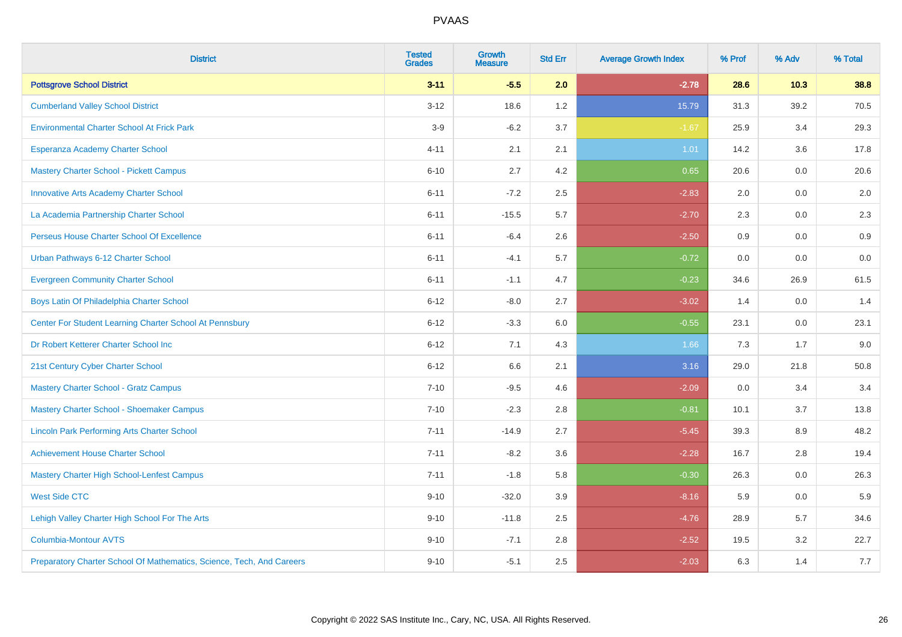| District | Tested Grades | Growth Measure | Std Err | Average Growth Index | % Prof | % Adv | % Total |
|---|---|---|---|---|---|---|---|
| **Pottsgrove School District** | **3-11** | **-5.5** | **2.0** | **-2.78** | **28.6** | **10.3** | **38.8** |
| Cumberland Valley School District | 3-12 | 18.6 | 1.2 | 15.79 | 31.3 | 39.2 | 70.5 |
| Environmental Charter School At Frick Park | 3-9 | -6.2 | 3.7 | -1.67 | 25.9 | 3.4 | 29.3 |
| Esperanza Academy Charter School | 4-11 | 2.1 | 2.1 | 1.01 | 14.2 | 3.6 | 17.8 |
| Mastery Charter School - Pickett Campus | 6-10 | 2.7 | 4.2 | 0.65 | 20.6 | 0.0 | 20.6 |
| Innovative Arts Academy Charter School | 6-11 | -7.2 | 2.5 | -2.83 | 2.0 | 0.0 | 2.0 |
| La Academia Partnership Charter School | 6-11 | -15.5 | 5.7 | -2.70 | 2.3 | 0.0 | 2.3 |
| Perseus House Charter School Of Excellence | 6-11 | -6.4 | 2.6 | -2.50 | 0.9 | 0.0 | 0.9 |
| Urban Pathways 6-12 Charter School | 6-11 | -4.1 | 5.7 | -0.72 | 0.0 | 0.0 | 0.0 |
| Evergreen Community Charter School | 6-11 | -1.1 | 4.7 | -0.23 | 34.6 | 26.9 | 61.5 |
| Boys Latin Of Philadelphia Charter School | 6-12 | -8.0 | 2.7 | -3.02 | 1.4 | 0.0 | 1.4 |
| Center For Student Learning Charter School At Pennsbury | 6-12 | -3.3 | 6.0 | -0.55 | 23.1 | 0.0 | 23.1 |
| Dr Robert Ketterer Charter School Inc | 6-12 | 7.1 | 4.3 | 1.66 | 7.3 | 1.7 | 9.0 |
| 21st Century Cyber Charter School | 6-12 | 6.6 | 2.1 | 3.16 | 29.0 | 21.8 | 50.8 |
| Mastery Charter School - Gratz Campus | 7-10 | -9.5 | 4.6 | -2.09 | 0.0 | 3.4 | 3.4 |
| Mastery Charter School - Shoemaker Campus | 7-10 | -2.3 | 2.8 | -0.81 | 10.1 | 3.7 | 13.8 |
| Lincoln Park Performing Arts Charter School | 7-11 | -14.9 | 2.7 | -5.45 | 39.3 | 8.9 | 48.2 |
| Achievement House Charter School | 7-11 | -8.2 | 3.6 | -2.28 | 16.7 | 2.8 | 19.4 |
| Mastery Charter High School-Lenfest Campus | 7-11 | -1.8 | 5.8 | -0.30 | 26.3 | 0.0 | 26.3 |
| West Side CTC | 9-10 | -32.0 | 3.9 | -8.16 | 5.9 | 0.0 | 5.9 |
| Lehigh Valley Charter High School For The Arts | 9-10 | -11.8 | 2.5 | -4.76 | 28.9 | 5.7 | 34.6 |
| Columbia-Montour AVTS | 9-10 | -7.1 | 2.8 | -2.52 | 19.5 | 3.2 | 22.7 |
| Preparatory Charter School Of Mathematics, Science, Tech, And Careers | 9-10 | -5.1 | 2.5 | -2.03 | 6.3 | 1.4 | 7.7 |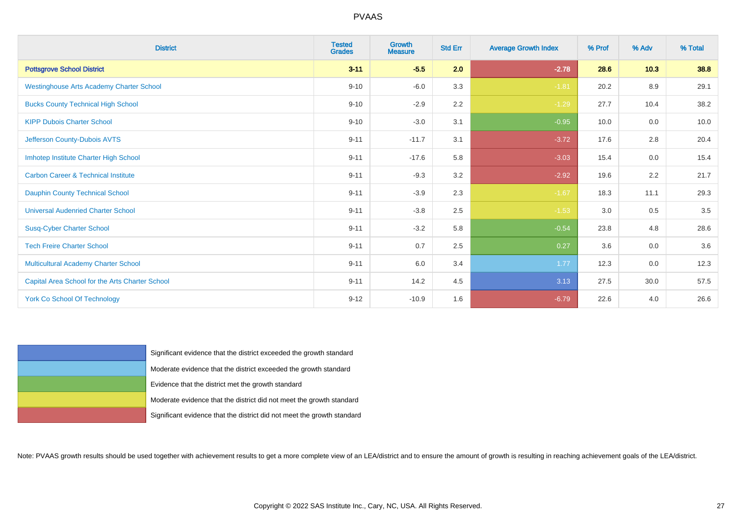PVAAS

| District | Tested Grades | Growth Measure | Std Err | Average Growth Index | % Prof | % Adv | % Total |
|---|---|---|---|---|---|---|---|
| **Pottsgrove School District** | **3-11** | **-5.5** | **2.0** | **-2.78** | **28.6** | **10.3** | **38.8** |
| Westinghouse Arts Academy Charter School | 9-10 | -6.0 | 3.3 | -1.81 | 20.2 | 8.9 | 29.1 |
| Bucks County Technical High School | 9-10 | -2.9 | 2.2 | -1.29 | 27.7 | 10.4 | 38.2 |
| KIPP Dubois Charter School | 9-10 | -3.0 | 3.1 | -0.95 | 10.0 | 0.0 | 10.0 |
| Jefferson County-Dubois AVTS | 9-11 | -11.7 | 3.1 | -3.72 | 17.6 | 2.8 | 20.4 |
| Imhotep Institute Charter High School | 9-11 | -17.6 | 5.8 | -3.03 | 15.4 | 0.0 | 15.4 |
| Carbon Career & Technical Institute | 9-11 | -9.3 | 3.2 | -2.92 | 19.6 | 2.2 | 21.7 |
| Dauphin County Technical School | 9-11 | -3.9 | 2.3 | -1.67 | 18.3 | 11.1 | 29.3 |
| Universal Audenried Charter School | 9-11 | -3.8 | 2.5 | -1.53 | 3.0 | 0.5 | 3.5 |
| Susq-Cyber Charter School | 9-11 | -3.2 | 5.8 | -0.54 | 23.8 | 4.8 | 28.6 |
| Tech Freire Charter School | 9-11 | 0.7 | 2.5 | 0.27 | 3.6 | 0.0 | 3.6 |
| Multicultural Academy Charter School | 9-11 | 6.0 | 3.4 | 1.77 | 12.3 | 0.0 | 12.3 |
| Capital Area School for the Arts Charter School | 9-11 | 14.2 | 4.5 | 3.13 | 27.5 | 30.0 | 57.5 |
| York Co School Of Technology | 9-12 | -10.9 | 1.6 | -6.79 | 22.6 | 4.0 | 26.6 |

Significant evidence that the district exceeded the growth standard

Moderate evidence that the district exceeded the growth standard

Evidence that the district met the growth standard

Moderate evidence that the district did not meet the growth standard

Significant evidence that the district did not meet the growth standard

Note: PVAAS growth results should be used together with achievement results to get a more complete view of an LEA/district and to ensure the amount of growth is resulting in reaching achievement goals of the LEA/district.

Copyright © 2022 SAS Institute Inc., Cary, NC, USA. All Rights Reserved.